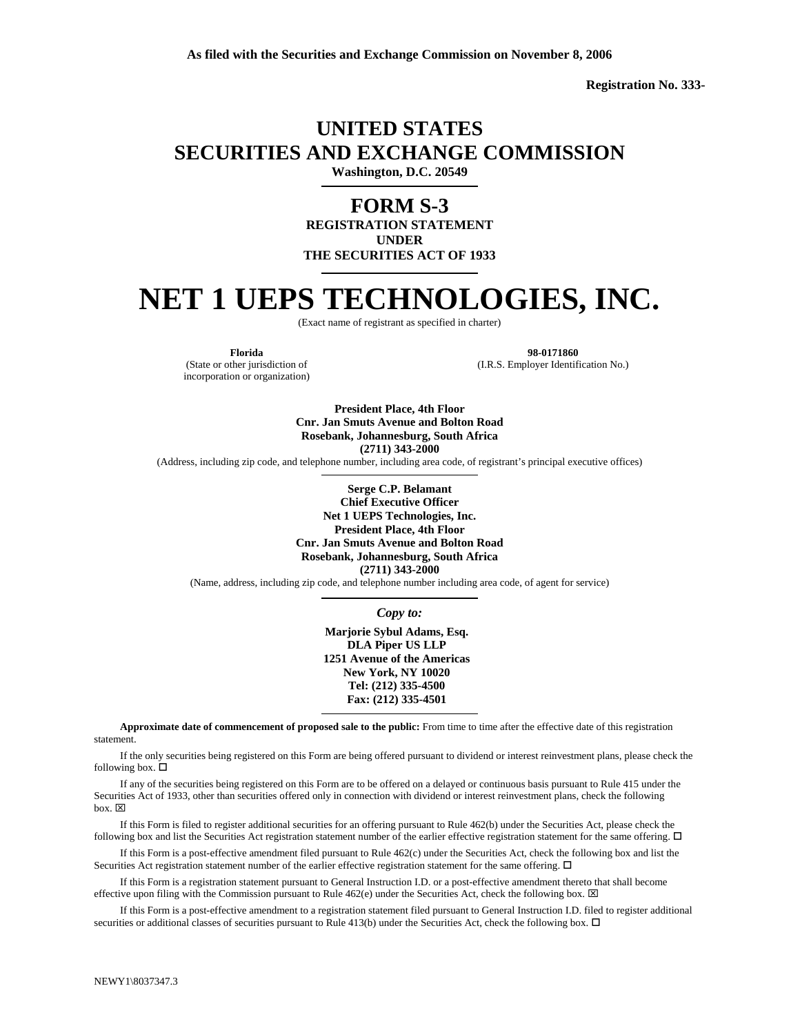**As filed with the Securities and Exchange Commission on November 8, 2006**

**Registration No. 333-**

# UNITED STATES
# SECURITIES AND EXCHANGE COMMISSION

**Washington, D.C. 20549**

---

## FORM S-3

**REGISTRATION STATEMENT**
**UNDER**
**THE SECURITIES ACT OF 1933**

---

# NET 1 UEPS TECHNOLOGIES, INC.

(Exact name of registrant as specified in charter)

| **Florida** | **98-0171860** |
|---|---|
| (State or other jurisdiction of incorporation or organization) | (I.R.S. Employer Identification No.) |

**President Place, 4th Floor**
**Cnr. Jan Smuts Avenue and Bolton Road**
**Rosebank, Johannesburg, South Africa**
**(2711) 343-2000**
(Address, including zip code, and telephone number, including area code, of registrant's principal executive offices)

---

**Serge C.P. Belamant**
**Chief Executive Officer**
**Net 1 UEPS Technologies, Inc.**
**President Place, 4th Floor**
**Cnr. Jan Smuts Avenue and Bolton Road**
**Rosebank, Johannesburg, South Africa**
**(2711) 343-2000**
(Name, address, including zip code, and telephone number including area code, of agent for service)

---

***Copy to:***

**Marjorie Sybul Adams, Esq.**
**DLA Piper US LLP**
**1251 Avenue of the Americas**
**New York, NY 10020**
**Tel: (212) 335-4500**
**Fax: (212) 335-4501**

---

**Approximate date of commencement of proposed sale to the public:** From time to time after the effective date of this registration statement.

If the only securities being registered on this Form are being offered pursuant to dividend or interest reinvestment plans, please check the following box. ☐

If any of the securities being registered on this Form are to be offered on a delayed or continuous basis pursuant to Rule 415 under the Securities Act of 1933, other than securities offered only in connection with dividend or interest reinvestment plans, check the following box. ☒

If this Form is filed to register additional securities for an offering pursuant to Rule 462(b) under the Securities Act, please check the following box and list the Securities Act registration statement number of the earlier effective registration statement for the same offering. ☐

If this Form is a post-effective amendment filed pursuant to Rule 462(c) under the Securities Act, check the following box and list the Securities Act registration statement number of the earlier effective registration statement for the same offering. ☐

If this Form is a registration statement pursuant to General Instruction I.D. or a post-effective amendment thereto that shall become effective upon filing with the Commission pursuant to Rule 462(e) under the Securities Act, check the following box. ☒

If this Form is a post-effective amendment to a registration statement filed pursuant to General Instruction I.D. filed to register additional securities or additional classes of securities pursuant to Rule 413(b) under the Securities Act, check the following box. ☐

NEWY1\8037347.3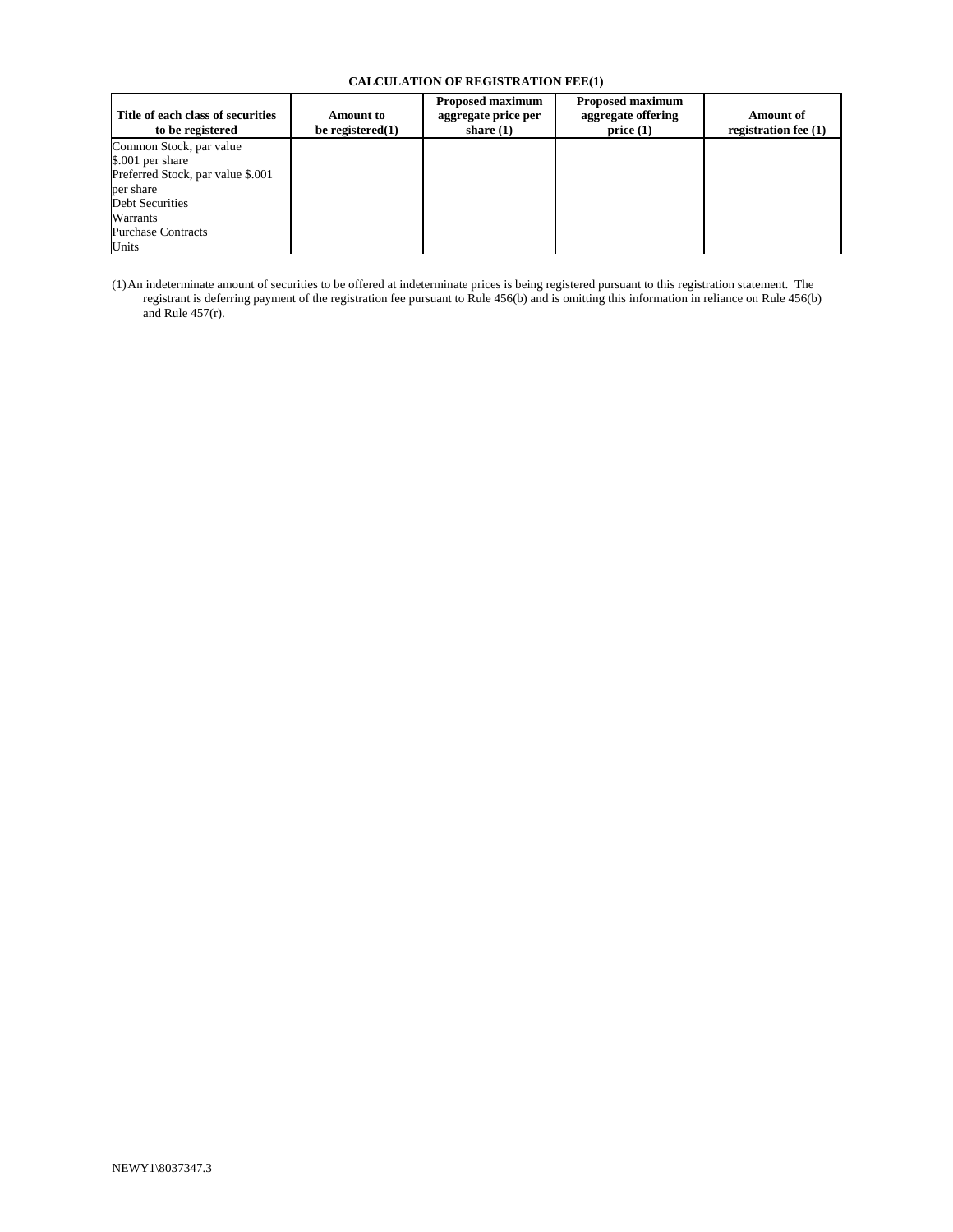**CALCULATION OF REGISTRATION FEE(1)**

| Title of each class of securities to be registered | Amount to be registered(1) | Proposed maximum aggregate price per share (1) | Proposed maximum aggregate offering price (1) | Amount of registration fee (1) |
|---|---|---|---|---|
| Common Stock, par value $.001 per share<br>Preferred Stock, par value $.001 per share<br>Debt Securities<br>Warrants<br>Purchase Contracts<br>Units | | | | |

(1) An indeterminate amount of securities to be offered at indeterminate prices is being registered pursuant to this registration statement. The registrant is deferring payment of the registration fee pursuant to Rule 456(b) and is omitting this information in reliance on Rule 456(b) and Rule 457(r).

NEWY1\8037347.3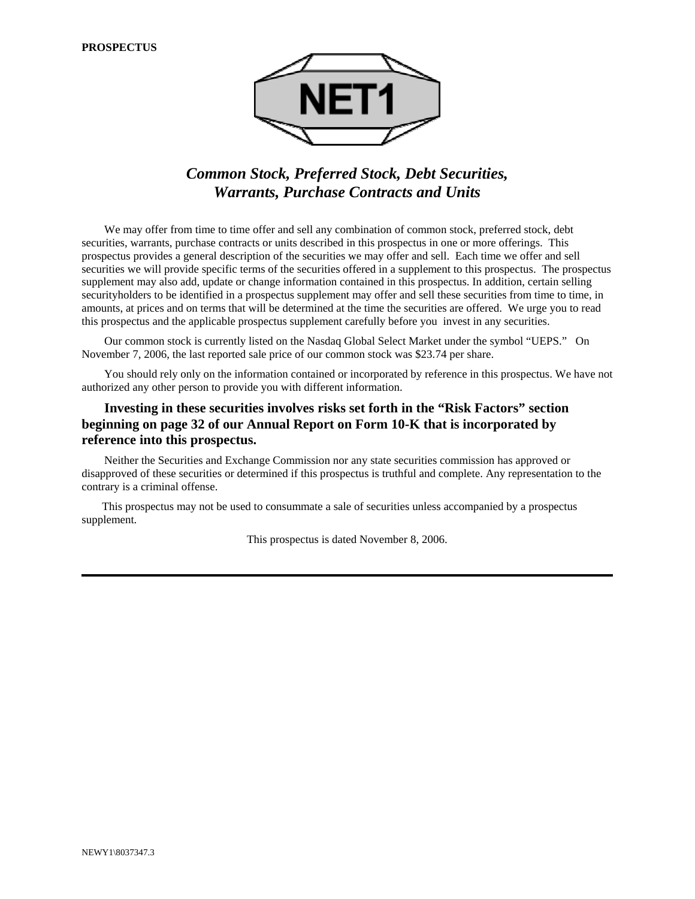**PROSPECTUS**

NET1

## *Common Stock, Preferred Stock, Debt Securities, Warrants, Purchase Contracts and Units*

We may offer from time to time offer and sell any combination of common stock, preferred stock, debt securities, warrants, purchase contracts or units described in this prospectus in one or more offerings. This prospectus provides a general description of the securities we may offer and sell. Each time we offer and sell securities we will provide specific terms of the securities offered in a supplement to this prospectus. The prospectus supplement may also add, update or change information contained in this prospectus. In addition, certain selling securityholders to be identified in a prospectus supplement may offer and sell these securities from time to time, in amounts, at prices and on terms that will be determined at the time the securities are offered. We urge you to read this prospectus and the applicable prospectus supplement carefully before you invest in any securities.

Our common stock is currently listed on the Nasdaq Global Select Market under the symbol "UEPS." On November 7, 2006, the last reported sale price of our common stock was $23.74 per share.

You should rely only on the information contained or incorporated by reference in this prospectus. We have not authorized any other person to provide you with different information.

**Investing in these securities involves risks set forth in the "Risk Factors" section beginning on page 32 of our Annual Report on Form 10-K that is incorporated by reference into this prospectus.**

Neither the Securities and Exchange Commission nor any state securities commission has approved or disapproved of these securities or determined if this prospectus is truthful and complete. Any representation to the contrary is a criminal offense.

This prospectus may not be used to consummate a sale of securities unless accompanied by a prospectus supplement.

This prospectus is dated November 8, 2006.

NEWY1\8037347.3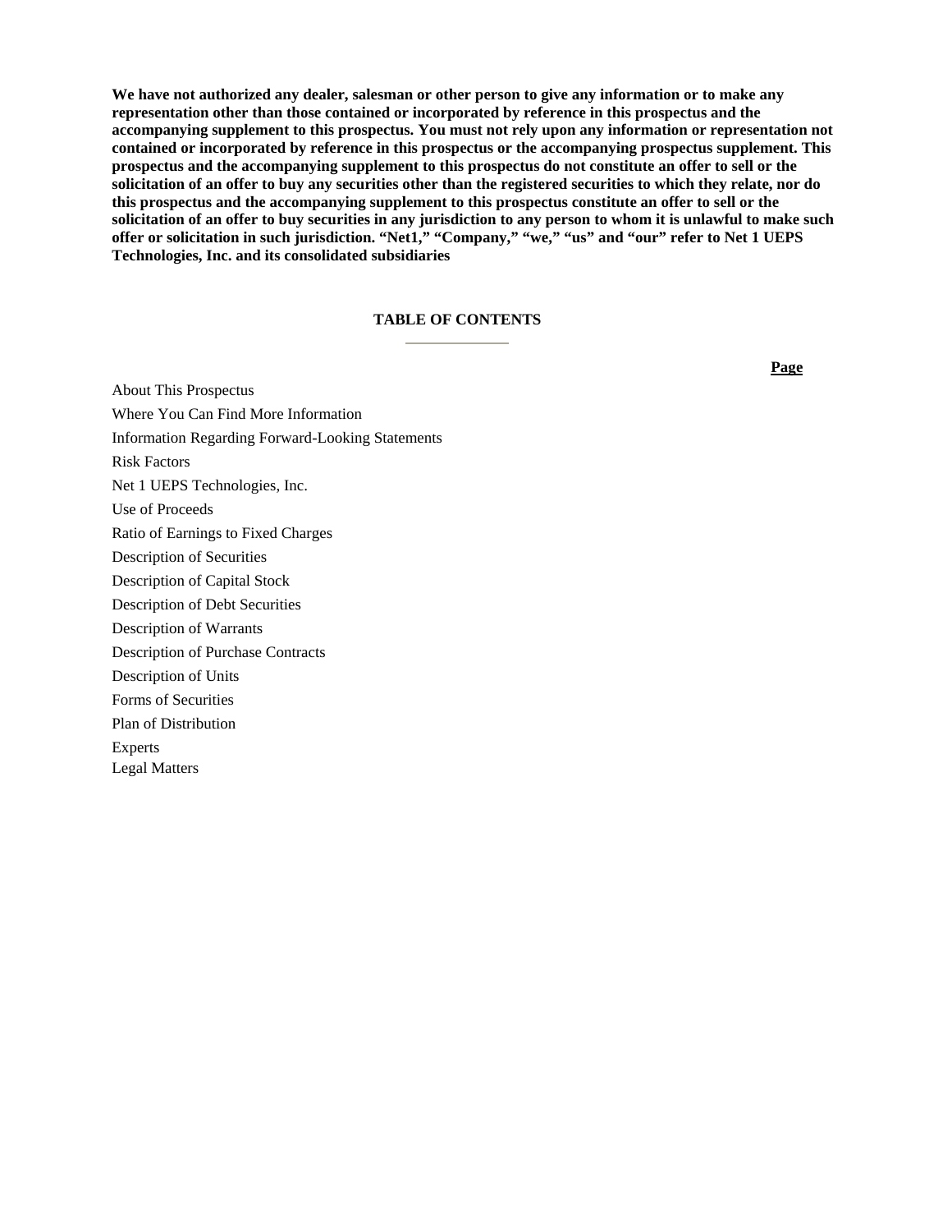**We have not authorized any dealer, salesman or other person to give any information or to make any representation other than those contained or incorporated by reference in this prospectus and the accompanying supplement to this prospectus. You must not rely upon any information or representation not contained or incorporated by reference in this prospectus or the accompanying prospectus supplement. This prospectus and the accompanying supplement to this prospectus do not constitute an offer to sell or the solicitation of an offer to buy any securities other than the registered securities to which they relate, nor do this prospectus and the accompanying supplement to this prospectus constitute an offer to sell or the solicitation of an offer to buy securities in any jurisdiction to any person to whom it is unlawful to make such offer or solicitation in such jurisdiction. "Net1," "Company," "we," "us" and "our" refer to Net 1 UEPS Technologies, Inc. and its consolidated subsidiaries**

## TABLE OF CONTENTS

| | Page |
|---|---|
| About This Prospectus | |
| Where You Can Find More Information | |
| Information Regarding Forward-Looking Statements | |
| Risk Factors | |
| Net 1 UEPS Technologies, Inc. | |
| Use of Proceeds | |
| Ratio of Earnings to Fixed Charges | |
| Description of Securities | |
| Description of Capital Stock | |
| Description of Debt Securities | |
| Description of Warrants | |
| Description of Purchase Contracts | |
| Description of Units | |
| Forms of Securities | |
| Plan of Distribution | |
| Experts | |
| Legal Matters | |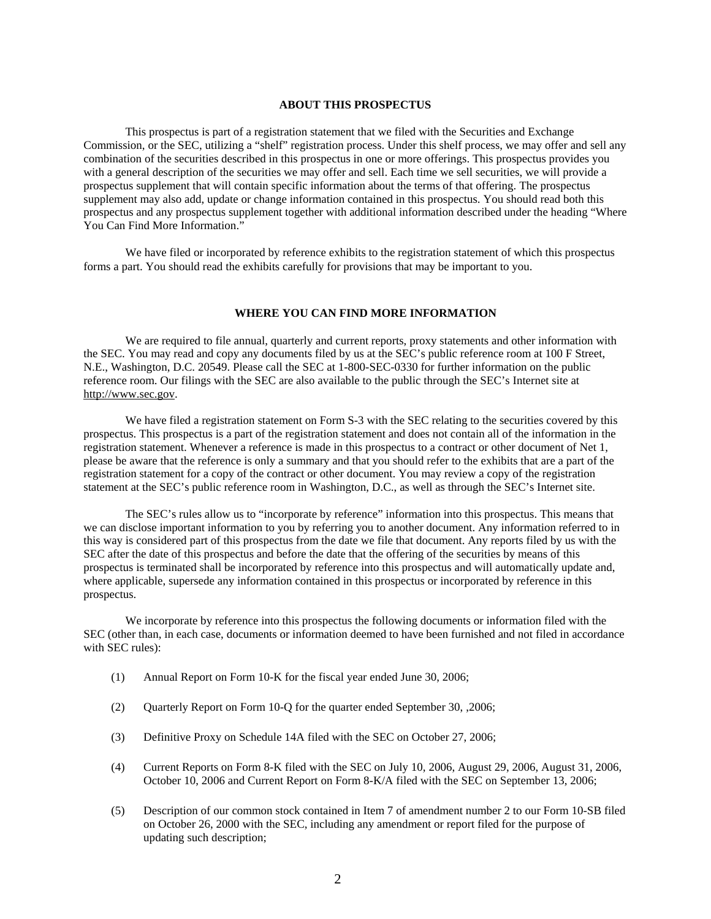## ABOUT THIS PROSPECTUS

This prospectus is part of a registration statement that we filed with the Securities and Exchange Commission, or the SEC, utilizing a "shelf" registration process. Under this shelf process, we may offer and sell any combination of the securities described in this prospectus in one or more offerings. This prospectus provides you with a general description of the securities we may offer and sell. Each time we sell securities, we will provide a prospectus supplement that will contain specific information about the terms of that offering. The prospectus supplement may also add, update or change information contained in this prospectus. You should read both this prospectus and any prospectus supplement together with additional information described under the heading "Where You Can Find More Information."

We have filed or incorporated by reference exhibits to the registration statement of which this prospectus forms a part. You should read the exhibits carefully for provisions that may be important to you.

## WHERE YOU CAN FIND MORE INFORMATION

We are required to file annual, quarterly and current reports, proxy statements and other information with the SEC. You may read and copy any documents filed by us at the SEC's public reference room at 100 F Street, N.E., Washington, D.C. 20549. Please call the SEC at 1-800-SEC-0330 for further information on the public reference room. Our filings with the SEC are also available to the public through the SEC's Internet site at http://www.sec.gov.

We have filed a registration statement on Form S-3 with the SEC relating to the securities covered by this prospectus. This prospectus is a part of the registration statement and does not contain all of the information in the registration statement. Whenever a reference is made in this prospectus to a contract or other document of Net 1, please be aware that the reference is only a summary and that you should refer to the exhibits that are a part of the registration statement for a copy of the contract or other document. You may review a copy of the registration statement at the SEC's public reference room in Washington, D.C., as well as through the SEC's Internet site.

The SEC's rules allow us to "incorporate by reference" information into this prospectus. This means that we can disclose important information to you by referring you to another document. Any information referred to in this way is considered part of this prospectus from the date we file that document. Any reports filed by us with the SEC after the date of this prospectus and before the date that the offering of the securities by means of this prospectus is terminated shall be incorporated by reference into this prospectus and will automatically update and, where applicable, supersede any information contained in this prospectus or incorporated by reference in this prospectus.

We incorporate by reference into this prospectus the following documents or information filed with the SEC (other than, in each case, documents or information deemed to have been furnished and not filed in accordance with SEC rules):

(1) Annual Report on Form 10-K for the fiscal year ended June 30, 2006;

(2) Quarterly Report on Form 10-Q for the quarter ended September 30, ,2006;

(3) Definitive Proxy on Schedule 14A filed with the SEC on October 27, 2006;

(4) Current Reports on Form 8-K filed with the SEC on July 10, 2006, August 29, 2006, August 31, 2006, October 10, 2006 and Current Report on Form 8-K/A filed with the SEC on September 13, 2006;

(5) Description of our common stock contained in Item 7 of amendment number 2 to our Form 10-SB filed on October 26, 2000 with the SEC, including any amendment or report filed for the purpose of updating such description;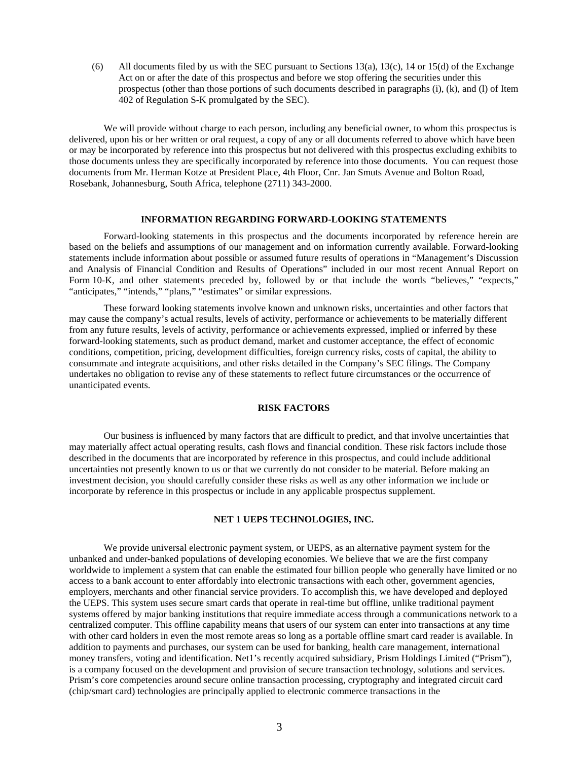(6) All documents filed by us with the SEC pursuant to Sections 13(a), 13(c), 14 or 15(d) of the Exchange Act on or after the date of this prospectus and before we stop offering the securities under this prospectus (other than those portions of such documents described in paragraphs (i), (k), and (l) of Item 402 of Regulation S-K promulgated by the SEC).

We will provide without charge to each person, including any beneficial owner, to whom this prospectus is delivered, upon his or her written or oral request, a copy of any or all documents referred to above which have been or may be incorporated by reference into this prospectus but not delivered with this prospectus excluding exhibits to those documents unless they are specifically incorporated by reference into those documents. You can request those documents from Mr. Herman Kotze at President Place, 4th Floor, Cnr. Jan Smuts Avenue and Bolton Road, Rosebank, Johannesburg, South Africa, telephone (2711) 343-2000.

## INFORMATION REGARDING FORWARD-LOOKING STATEMENTS

Forward-looking statements in this prospectus and the documents incorporated by reference herein are based on the beliefs and assumptions of our management and on information currently available. Forward-looking statements include information about possible or assumed future results of operations in "Management's Discussion and Analysis of Financial Condition and Results of Operations" included in our most recent Annual Report on Form 10-K, and other statements preceded by, followed by or that include the words "believes," "expects," "anticipates," "intends," "plans," "estimates" or similar expressions.

These forward looking statements involve known and unknown risks, uncertainties and other factors that may cause the company's actual results, levels of activity, performance or achievements to be materially different from any future results, levels of activity, performance or achievements expressed, implied or inferred by these forward-looking statements, such as product demand, market and customer acceptance, the effect of economic conditions, competition, pricing, development difficulties, foreign currency risks, costs of capital, the ability to consummate and integrate acquisitions, and other risks detailed in the Company's SEC filings. The Company undertakes no obligation to revise any of these statements to reflect future circumstances or the occurrence of unanticipated events.

## RISK FACTORS

Our business is influenced by many factors that are difficult to predict, and that involve uncertainties that may materially affect actual operating results, cash flows and financial condition. These risk factors include those described in the documents that are incorporated by reference in this prospectus, and could include additional uncertainties not presently known to us or that we currently do not consider to be material. Before making an investment decision, you should carefully consider these risks as well as any other information we include or incorporate by reference in this prospectus or include in any applicable prospectus supplement.

## NET 1 UEPS TECHNOLOGIES, INC.

We provide universal electronic payment system, or UEPS, as an alternative payment system for the unbanked and under-banked populations of developing economies. We believe that we are the first company worldwide to implement a system that can enable the estimated four billion people who generally have limited or no access to a bank account to enter affordably into electronic transactions with each other, government agencies, employers, merchants and other financial service providers. To accomplish this, we have developed and deployed the UEPS. This system uses secure smart cards that operate in real-time but offline, unlike traditional payment systems offered by major banking institutions that require immediate access through a communications network to a centralized computer. This offline capability means that users of our system can enter into transactions at any time with other card holders in even the most remote areas so long as a portable offline smart card reader is available. In addition to payments and purchases, our system can be used for banking, health care management, international money transfers, voting and identification. Net1's recently acquired subsidiary, Prism Holdings Limited ("Prism"), is a company focused on the development and provision of secure transaction technology, solutions and services. Prism's core competencies around secure online transaction processing, cryptography and integrated circuit card (chip/smart card) technologies are principally applied to electronic commerce transactions in the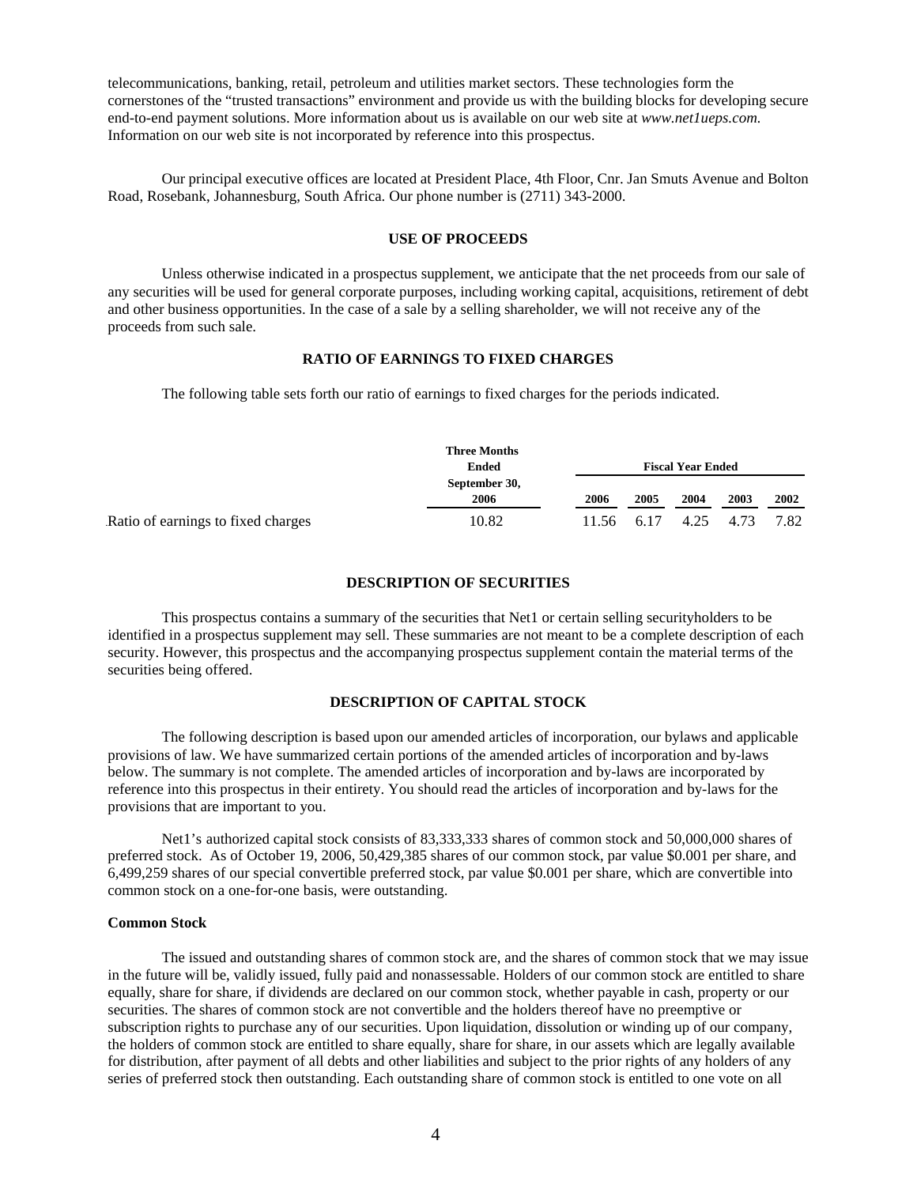telecommunications, banking, retail, petroleum and utilities market sectors. These technologies form the cornerstones of the "trusted transactions" environment and provide us with the building blocks for developing secure end-to-end payment solutions. More information about us is available on our web site at *www.net1ueps.com.* Information on our web site is not incorporated by reference into this prospectus.

Our principal executive offices are located at President Place, 4th Floor, Cnr. Jan Smuts Avenue and Bolton Road, Rosebank, Johannesburg, South Africa. Our phone number is (2711) 343-2000.

## USE OF PROCEEDS

Unless otherwise indicated in a prospectus supplement, we anticipate that the net proceeds from our sale of any securities will be used for general corporate purposes, including working capital, acquisitions, retirement of debt and other business opportunities. In the case of a sale by a selling shareholder, we will not receive any of the proceeds from such sale.

## RATIO OF EARNINGS TO FIXED CHARGES

The following table sets forth our ratio of earnings to fixed charges for the periods indicated.

| | Three Months Ended September 30, | Fiscal Year Ended | | | | |
|---|---|---|---|---|---|---|
| | 2006 | 2006 | 2005 | 2004 | 2003 | 2002 |
| Ratio of earnings to fixed charges | 10.82 | 11.56 | 6.17 | 4.25 | 4.73 | 7.82 |

## DESCRIPTION OF SECURITIES

This prospectus contains a summary of the securities that Net1 or certain selling securityholders to be identified in a prospectus supplement may sell. These summaries are not meant to be a complete description of each security. However, this prospectus and the accompanying prospectus supplement contain the material terms of the securities being offered.

## DESCRIPTION OF CAPITAL STOCK

The following description is based upon our amended articles of incorporation, our bylaws and applicable provisions of law. We have summarized certain portions of the amended articles of incorporation and by-laws below. The summary is not complete. The amended articles of incorporation and by-laws are incorporated by reference into this prospectus in their entirety. You should read the articles of incorporation and by-laws for the provisions that are important to you.

Net1's authorized capital stock consists of 83,333,333 shares of common stock and 50,000,000 shares of preferred stock. As of October 19, 2006, 50,429,385 shares of our common stock, par value $0.001 per share, and 6,499,259 shares of our special convertible preferred stock, par value $0.001 per share, which are convertible into common stock on a one-for-one basis, were outstanding.

### Common Stock

The issued and outstanding shares of common stock are, and the shares of common stock that we may issue in the future will be, validly issued, fully paid and nonassessable. Holders of our common stock are entitled to share equally, share for share, if dividends are declared on our common stock, whether payable in cash, property or our securities. The shares of common stock are not convertible and the holders thereof have no preemptive or subscription rights to purchase any of our securities. Upon liquidation, dissolution or winding up of our company, the holders of common stock are entitled to share equally, share for share, in our assets which are legally available for distribution, after payment of all debts and other liabilities and subject to the prior rights of any holders of any series of preferred stock then outstanding. Each outstanding share of common stock is entitled to one vote on all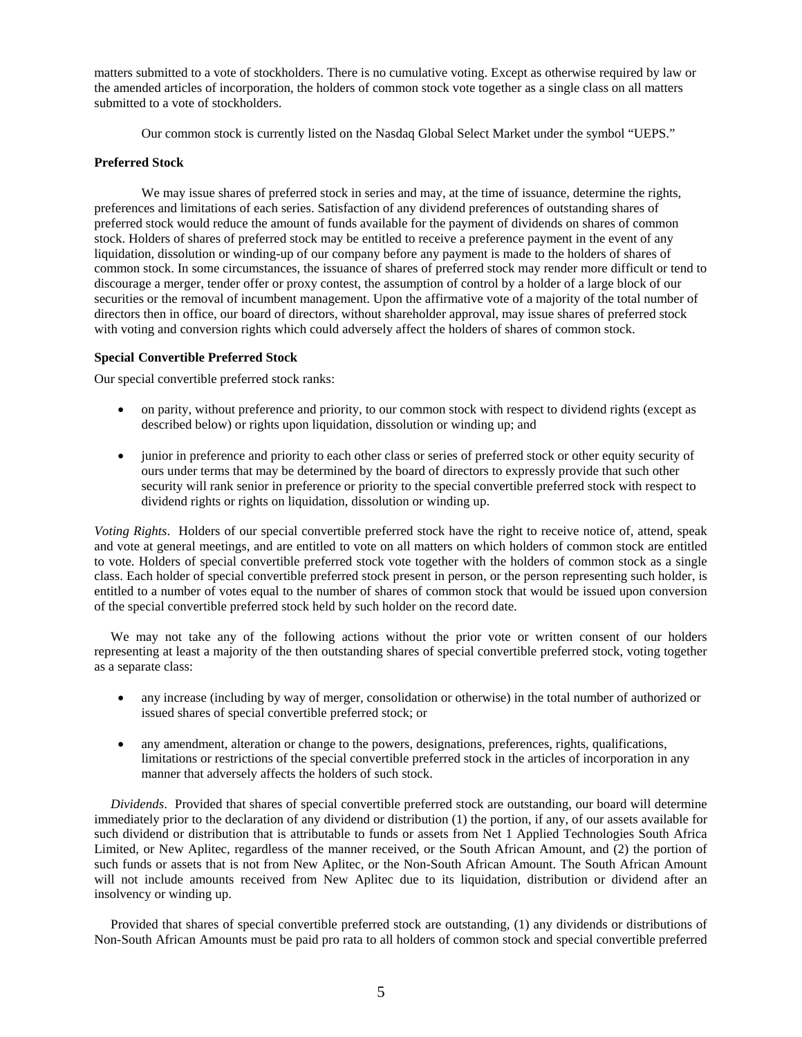matters submitted to a vote of stockholders. There is no cumulative voting. Except as otherwise required by law or the amended articles of incorporation, the holders of common stock vote together as a single class on all matters submitted to a vote of stockholders.

Our common stock is currently listed on the Nasdaq Global Select Market under the symbol "UEPS."

**Preferred Stock**

We may issue shares of preferred stock in series and may, at the time of issuance, determine the rights, preferences and limitations of each series. Satisfaction of any dividend preferences of outstanding shares of preferred stock would reduce the amount of funds available for the payment of dividends on shares of common stock. Holders of shares of preferred stock may be entitled to receive a preference payment in the event of any liquidation, dissolution or winding-up of our company before any payment is made to the holders of shares of common stock. In some circumstances, the issuance of shares of preferred stock may render more difficult or tend to discourage a merger, tender offer or proxy contest, the assumption of control by a holder of a large block of our securities or the removal of incumbent management. Upon the affirmative vote of a majority of the total number of directors then in office, our board of directors, without shareholder approval, may issue shares of preferred stock with voting and conversion rights which could adversely affect the holders of shares of common stock.

**Special Convertible Preferred Stock**

Our special convertible preferred stock ranks:

- on parity, without preference and priority, to our common stock with respect to dividend rights (except as described below) or rights upon liquidation, dissolution or winding up; and
- junior in preference and priority to each other class or series of preferred stock or other equity security of ours under terms that may be determined by the board of directors to expressly provide that such other security will rank senior in preference or priority to the special convertible preferred stock with respect to dividend rights or rights on liquidation, dissolution or winding up.

*Voting Rights*. Holders of our special convertible preferred stock have the right to receive notice of, attend, speak and vote at general meetings, and are entitled to vote on all matters on which holders of common stock are entitled to vote. Holders of special convertible preferred stock vote together with the holders of common stock as a single class. Each holder of special convertible preferred stock present in person, or the person representing such holder, is entitled to a number of votes equal to the number of shares of common stock that would be issued upon conversion of the special convertible preferred stock held by such holder on the record date.

We may not take any of the following actions without the prior vote or written consent of our holders representing at least a majority of the then outstanding shares of special convertible preferred stock, voting together as a separate class:

- any increase (including by way of merger, consolidation or otherwise) in the total number of authorized or issued shares of special convertible preferred stock; or
- any amendment, alteration or change to the powers, designations, preferences, rights, qualifications, limitations or restrictions of the special convertible preferred stock in the articles of incorporation in any manner that adversely affects the holders of such stock.

*Dividends*. Provided that shares of special convertible preferred stock are outstanding, our board will determine immediately prior to the declaration of any dividend or distribution (1) the portion, if any, of our assets available for such dividend or distribution that is attributable to funds or assets from Net 1 Applied Technologies South Africa Limited, or New Aplitec, regardless of the manner received, or the South African Amount, and (2) the portion of such funds or assets that is not from New Aplitec, or the Non-South African Amount. The South African Amount will not include amounts received from New Aplitec due to its liquidation, distribution or dividend after an insolvency or winding up.

Provided that shares of special convertible preferred stock are outstanding, (1) any dividends or distributions of Non-South African Amounts must be paid pro rata to all holders of common stock and special convertible preferred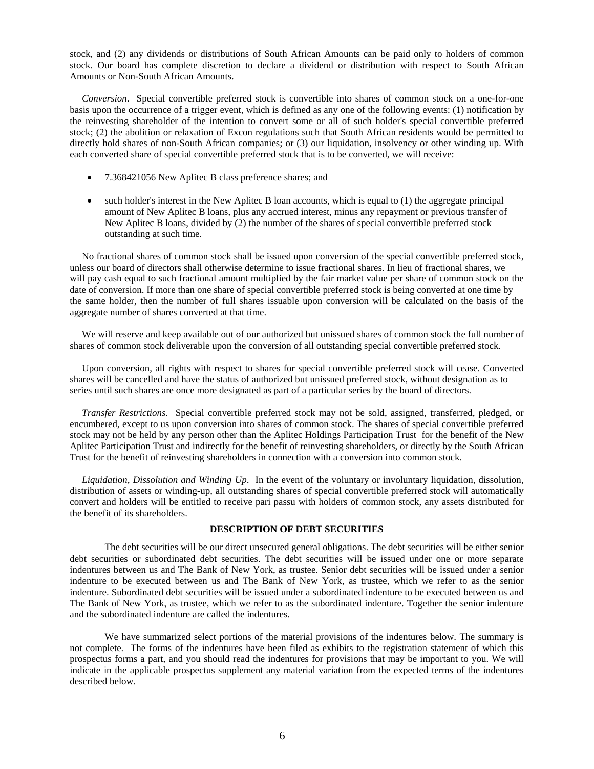stock, and (2) any dividends or distributions of South African Amounts can be paid only to holders of common stock. Our board has complete discretion to declare a dividend or distribution with respect to South African Amounts or Non-South African Amounts.

*Conversion*. Special convertible preferred stock is convertible into shares of common stock on a one-for-one basis upon the occurrence of a trigger event, which is defined as any one of the following events: (1) notification by the reinvesting shareholder of the intention to convert some or all of such holder's special convertible preferred stock; (2) the abolition or relaxation of Excon regulations such that South African residents would be permitted to directly hold shares of non-South African companies; or (3) our liquidation, insolvency or other winding up. With each converted share of special convertible preferred stock that is to be converted, we will receive:

- 7.368421056 New Aplitec B class preference shares; and
- such holder's interest in the New Aplitec B loan accounts, which is equal to (1) the aggregate principal amount of New Aplitec B loans, plus any accrued interest, minus any repayment or previous transfer of New Aplitec B loans, divided by (2) the number of the shares of special convertible preferred stock outstanding at such time.

No fractional shares of common stock shall be issued upon conversion of the special convertible preferred stock, unless our board of directors shall otherwise determine to issue fractional shares. In lieu of fractional shares, we will pay cash equal to such fractional amount multiplied by the fair market value per share of common stock on the date of conversion. If more than one share of special convertible preferred stock is being converted at one time by the same holder, then the number of full shares issuable upon conversion will be calculated on the basis of the aggregate number of shares converted at that time.

We will reserve and keep available out of our authorized but unissued shares of common stock the full number of shares of common stock deliverable upon the conversion of all outstanding special convertible preferred stock.

Upon conversion, all rights with respect to shares for special convertible preferred stock will cease. Converted shares will be cancelled and have the status of authorized but unissued preferred stock, without designation as to series until such shares are once more designated as part of a particular series by the board of directors.

*Transfer Restrictions*. Special convertible preferred stock may not be sold, assigned, transferred, pledged, or encumbered, except to us upon conversion into shares of common stock. The shares of special convertible preferred stock may not be held by any person other than the Aplitec Holdings Participation Trust for the benefit of the New Aplitec Participation Trust and indirectly for the benefit of reinvesting shareholders, or directly by the South African Trust for the benefit of reinvesting shareholders in connection with a conversion into common stock.

*Liquidation, Dissolution and Winding Up*. In the event of the voluntary or involuntary liquidation, dissolution, distribution of assets or winding-up, all outstanding shares of special convertible preferred stock will automatically convert and holders will be entitled to receive pari passu with holders of common stock, any assets distributed for the benefit of its shareholders.

## DESCRIPTION OF DEBT SECURITIES

The debt securities will be our direct unsecured general obligations. The debt securities will be either senior debt securities or subordinated debt securities. The debt securities will be issued under one or more separate indentures between us and The Bank of New York, as trustee. Senior debt securities will be issued under a senior indenture to be executed between us and The Bank of New York, as trustee, which we refer to as the senior indenture. Subordinated debt securities will be issued under a subordinated indenture to be executed between us and The Bank of New York, as trustee, which we refer to as the subordinated indenture. Together the senior indenture and the subordinated indenture are called the indentures.

We have summarized select portions of the material provisions of the indentures below. The summary is not complete. The forms of the indentures have been filed as exhibits to the registration statement of which this prospectus forms a part, and you should read the indentures for provisions that may be important to you. We will indicate in the applicable prospectus supplement any material variation from the expected terms of the indentures described below.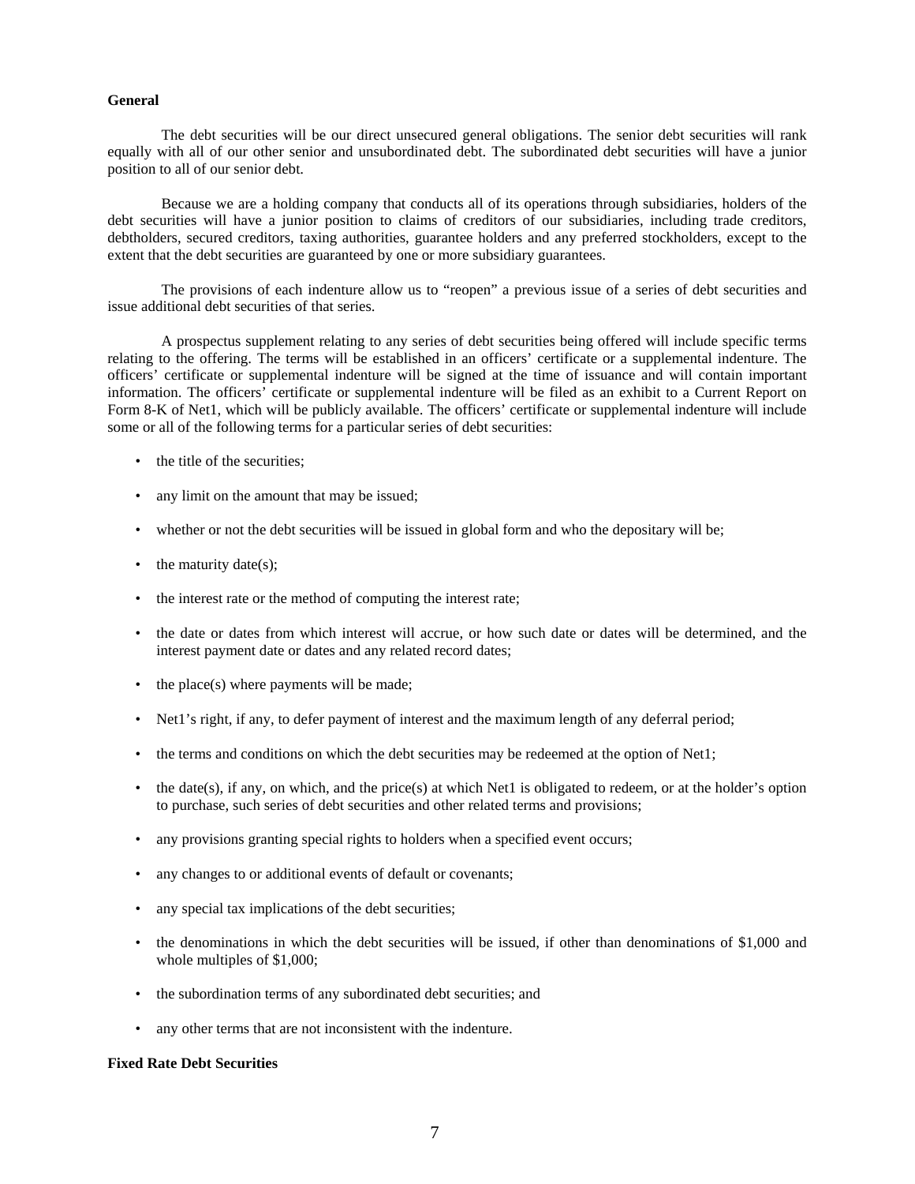**General**

The debt securities will be our direct unsecured general obligations. The senior debt securities will rank equally with all of our other senior and unsubordinated debt. The subordinated debt securities will have a junior position to all of our senior debt.

Because we are a holding company that conducts all of its operations through subsidiaries, holders of the debt securities will have a junior position to claims of creditors of our subsidiaries, including trade creditors, debtholders, secured creditors, taxing authorities, guarantee holders and any preferred stockholders, except to the extent that the debt securities are guaranteed by one or more subsidiary guarantees.

The provisions of each indenture allow us to "reopen" a previous issue of a series of debt securities and issue additional debt securities of that series.

A prospectus supplement relating to any series of debt securities being offered will include specific terms relating to the offering. The terms will be established in an officers' certificate or a supplemental indenture. The officers' certificate or supplemental indenture will be signed at the time of issuance and will contain important information. The officers' certificate or supplemental indenture will be filed as an exhibit to a Current Report on Form 8-K of Net1, which will be publicly available. The officers' certificate or supplemental indenture will include some or all of the following terms for a particular series of debt securities:

- the title of the securities;
- any limit on the amount that may be issued;
- whether or not the debt securities will be issued in global form and who the depositary will be;
- the maturity date(s);
- the interest rate or the method of computing the interest rate;
- the date or dates from which interest will accrue, or how such date or dates will be determined, and the interest payment date or dates and any related record dates;
- the place(s) where payments will be made;
- Net1's right, if any, to defer payment of interest and the maximum length of any deferral period;
- the terms and conditions on which the debt securities may be redeemed at the option of Net1;
- the date(s), if any, on which, and the price(s) at which Net1 is obligated to redeem, or at the holder's option to purchase, such series of debt securities and other related terms and provisions;
- any provisions granting special rights to holders when a specified event occurs;
- any changes to or additional events of default or covenants;
- any special tax implications of the debt securities;
- the denominations in which the debt securities will be issued, if other than denominations of $1,000 and whole multiples of $1,000;
- the subordination terms of any subordinated debt securities; and
- any other terms that are not inconsistent with the indenture.

**Fixed Rate Debt Securities**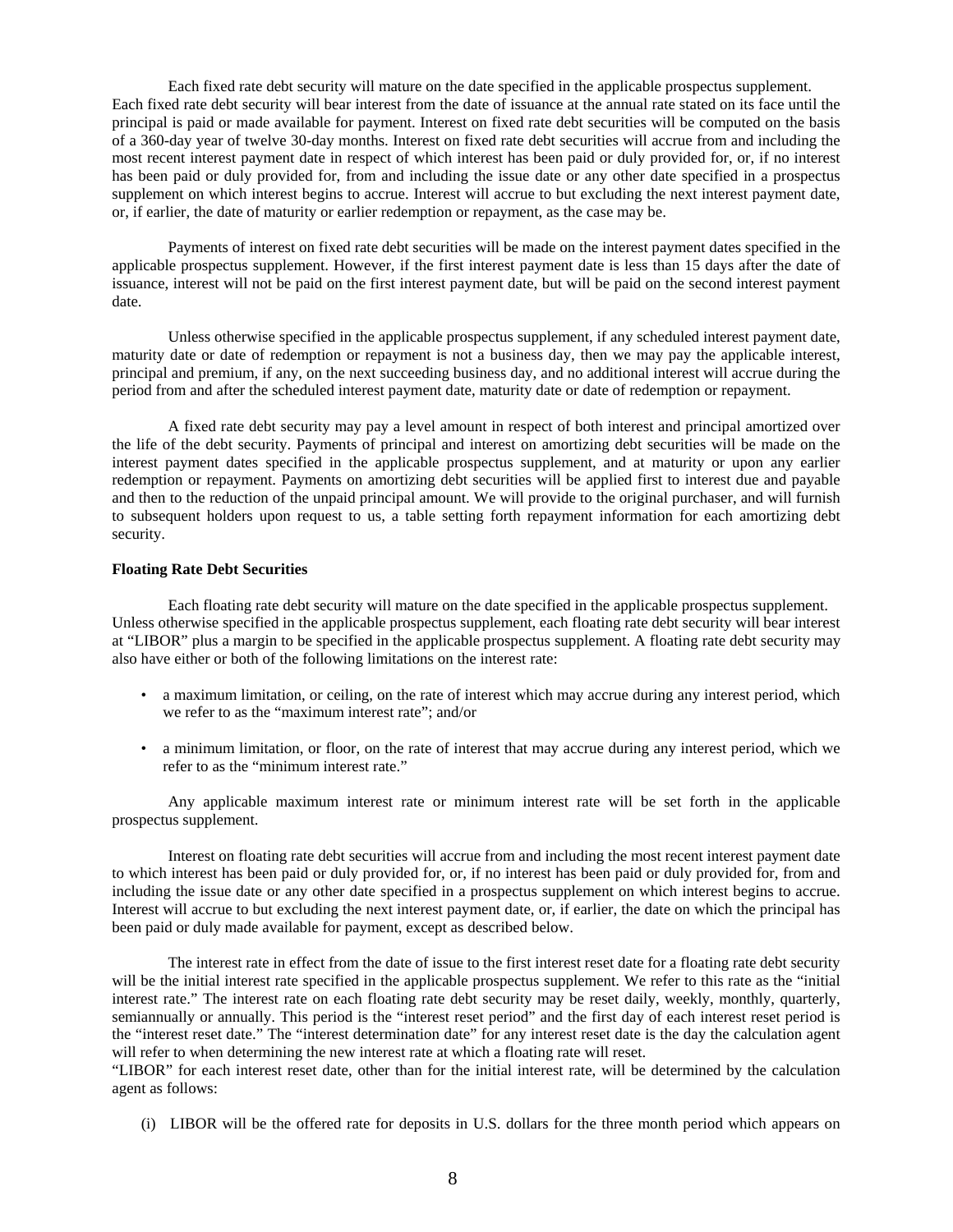Each fixed rate debt security will mature on the date specified in the applicable prospectus supplement. Each fixed rate debt security will bear interest from the date of issuance at the annual rate stated on its face until the principal is paid or made available for payment. Interest on fixed rate debt securities will be computed on the basis of a 360-day year of twelve 30-day months. Interest on fixed rate debt securities will accrue from and including the most recent interest payment date in respect of which interest has been paid or duly provided for, or, if no interest has been paid or duly provided for, from and including the issue date or any other date specified in a prospectus supplement on which interest begins to accrue. Interest will accrue to but excluding the next interest payment date, or, if earlier, the date of maturity or earlier redemption or repayment, as the case may be.

Payments of interest on fixed rate debt securities will be made on the interest payment dates specified in the applicable prospectus supplement. However, if the first interest payment date is less than 15 days after the date of issuance, interest will not be paid on the first interest payment date, but will be paid on the second interest payment date.

Unless otherwise specified in the applicable prospectus supplement, if any scheduled interest payment date, maturity date or date of redemption or repayment is not a business day, then we may pay the applicable interest, principal and premium, if any, on the next succeeding business day, and no additional interest will accrue during the period from and after the scheduled interest payment date, maturity date or date of redemption or repayment.

A fixed rate debt security may pay a level amount in respect of both interest and principal amortized over the life of the debt security. Payments of principal and interest on amortizing debt securities will be made on the interest payment dates specified in the applicable prospectus supplement, and at maturity or upon any earlier redemption or repayment. Payments on amortizing debt securities will be applied first to interest due and payable and then to the reduction of the unpaid principal amount. We will provide to the original purchaser, and will furnish to subsequent holders upon request to us, a table setting forth repayment information for each amortizing debt security.

**Floating Rate Debt Securities**

Each floating rate debt security will mature on the date specified in the applicable prospectus supplement. Unless otherwise specified in the applicable prospectus supplement, each floating rate debt security will bear interest at "LIBOR" plus a margin to be specified in the applicable prospectus supplement. A floating rate debt security may also have either or both of the following limitations on the interest rate:

- a maximum limitation, or ceiling, on the rate of interest which may accrue during any interest period, which we refer to as the "maximum interest rate"; and/or
- a minimum limitation, or floor, on the rate of interest that may accrue during any interest period, which we refer to as the "minimum interest rate."

Any applicable maximum interest rate or minimum interest rate will be set forth in the applicable prospectus supplement.

Interest on floating rate debt securities will accrue from and including the most recent interest payment date to which interest has been paid or duly provided for, or, if no interest has been paid or duly provided for, from and including the issue date or any other date specified in a prospectus supplement on which interest begins to accrue. Interest will accrue to but excluding the next interest payment date, or, if earlier, the date on which the principal has been paid or duly made available for payment, except as described below.

The interest rate in effect from the date of issue to the first interest reset date for a floating rate debt security will be the initial interest rate specified in the applicable prospectus supplement. We refer to this rate as the "initial interest rate." The interest rate on each floating rate debt security may be reset daily, weekly, monthly, quarterly, semiannually or annually. This period is the "interest reset period" and the first day of each interest reset period is the "interest reset date." The "interest determination date" for any interest reset date is the day the calculation agent will refer to when determining the new interest rate at which a floating rate will reset.

"LIBOR" for each interest reset date, other than for the initial interest rate, will be determined by the calculation agent as follows:

(i) LIBOR will be the offered rate for deposits in U.S. dollars for the three month period which appears on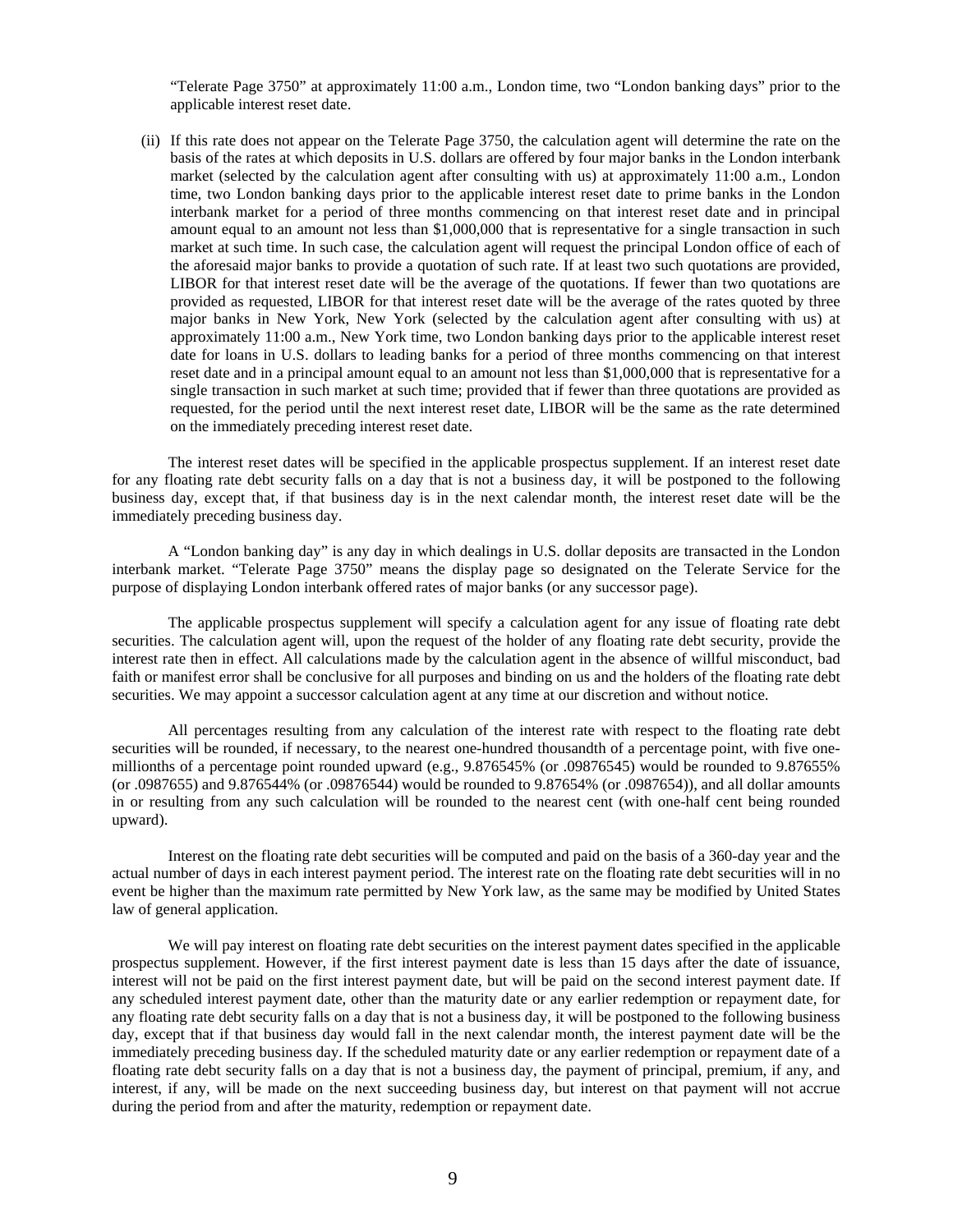"Telerate Page 3750" at approximately 11:00 a.m., London time, two "London banking days" prior to the applicable interest reset date.

(ii) If this rate does not appear on the Telerate Page 3750, the calculation agent will determine the rate on the basis of the rates at which deposits in U.S. dollars are offered by four major banks in the London interbank market (selected by the calculation agent after consulting with us) at approximately 11:00 a.m., London time, two London banking days prior to the applicable interest reset date to prime banks in the London interbank market for a period of three months commencing on that interest reset date and in principal amount equal to an amount not less than \$1,000,000 that is representative for a single transaction in such market at such time. In such case, the calculation agent will request the principal London office of each of the aforesaid major banks to provide a quotation of such rate. If at least two such quotations are provided, LIBOR for that interest reset date will be the average of the quotations. If fewer than two quotations are provided as requested, LIBOR for that interest reset date will be the average of the rates quoted by three major banks in New York, New York (selected by the calculation agent after consulting with us) at approximately 11:00 a.m., New York time, two London banking days prior to the applicable interest reset date for loans in U.S. dollars to leading banks for a period of three months commencing on that interest reset date and in a principal amount equal to an amount not less than \$1,000,000 that is representative for a single transaction in such market at such time; provided that if fewer than three quotations are provided as requested, for the period until the next interest reset date, LIBOR will be the same as the rate determined on the immediately preceding interest reset date.

The interest reset dates will be specified in the applicable prospectus supplement. If an interest reset date for any floating rate debt security falls on a day that is not a business day, it will be postponed to the following business day, except that, if that business day is in the next calendar month, the interest reset date will be the immediately preceding business day.

A "London banking day" is any day in which dealings in U.S. dollar deposits are transacted in the London interbank market. "Telerate Page 3750" means the display page so designated on the Telerate Service for the purpose of displaying London interbank offered rates of major banks (or any successor page).

The applicable prospectus supplement will specify a calculation agent for any issue of floating rate debt securities. The calculation agent will, upon the request of the holder of any floating rate debt security, provide the interest rate then in effect. All calculations made by the calculation agent in the absence of willful misconduct, bad faith or manifest error shall be conclusive for all purposes and binding on us and the holders of the floating rate debt securities. We may appoint a successor calculation agent at any time at our discretion and without notice.

All percentages resulting from any calculation of the interest rate with respect to the floating rate debt securities will be rounded, if necessary, to the nearest one-hundred thousandth of a percentage point, with five one-millionths of a percentage point rounded upward (e.g., 9.876545% (or .09876545) would be rounded to 9.87655% (or .0987655) and 9.876544% (or .09876544) would be rounded to 9.87654% (or .0987654)), and all dollar amounts in or resulting from any such calculation will be rounded to the nearest cent (with one-half cent being rounded upward).

Interest on the floating rate debt securities will be computed and paid on the basis of a 360-day year and the actual number of days in each interest payment period. The interest rate on the floating rate debt securities will in no event be higher than the maximum rate permitted by New York law, as the same may be modified by United States law of general application.

We will pay interest on floating rate debt securities on the interest payment dates specified in the applicable prospectus supplement. However, if the first interest payment date is less than 15 days after the date of issuance, interest will not be paid on the first interest payment date, but will be paid on the second interest payment date. If any scheduled interest payment date, other than the maturity date or any earlier redemption or repayment date, for any floating rate debt security falls on a day that is not a business day, it will be postponed to the following business day, except that if that business day would fall in the next calendar month, the interest payment date will be the immediately preceding business day. If the scheduled maturity date or any earlier redemption or repayment date of a floating rate debt security falls on a day that is not a business day, the payment of principal, premium, if any, and interest, if any, will be made on the next succeeding business day, but interest on that payment will not accrue during the period from and after the maturity, redemption or repayment date.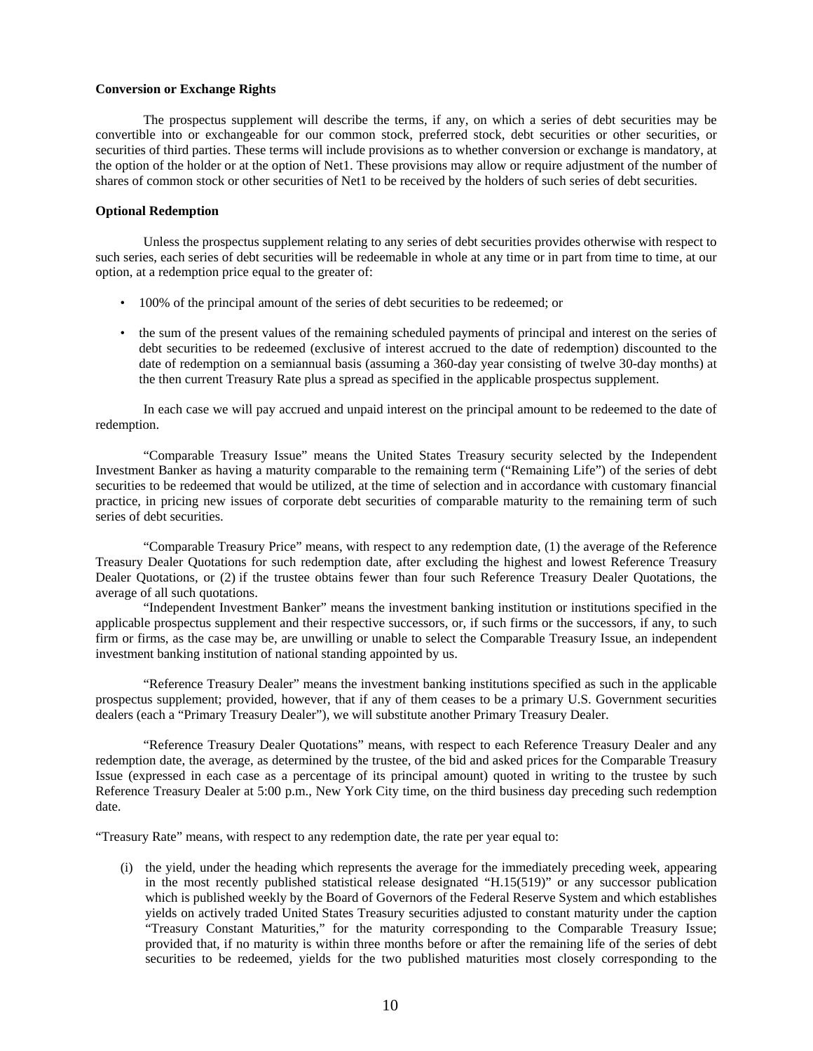**Conversion or Exchange Rights**

The prospectus supplement will describe the terms, if any, on which a series of debt securities may be convertible into or exchangeable for our common stock, preferred stock, debt securities or other securities, or securities of third parties. These terms will include provisions as to whether conversion or exchange is mandatory, at the option of the holder or at the option of Net1. These provisions may allow or require adjustment of the number of shares of common stock or other securities of Net1 to be received by the holders of such series of debt securities.

**Optional Redemption**

Unless the prospectus supplement relating to any series of debt securities provides otherwise with respect to such series, each series of debt securities will be redeemable in whole at any time or in part from time to time, at our option, at a redemption price equal to the greater of:

- 100% of the principal amount of the series of debt securities to be redeemed; or
- the sum of the present values of the remaining scheduled payments of principal and interest on the series of debt securities to be redeemed (exclusive of interest accrued to the date of redemption) discounted to the date of redemption on a semiannual basis (assuming a 360-day year consisting of twelve 30-day months) at the then current Treasury Rate plus a spread as specified in the applicable prospectus supplement.

In each case we will pay accrued and unpaid interest on the principal amount to be redeemed to the date of redemption.

"Comparable Treasury Issue" means the United States Treasury security selected by the Independent Investment Banker as having a maturity comparable to the remaining term ("Remaining Life") of the series of debt securities to be redeemed that would be utilized, at the time of selection and in accordance with customary financial practice, in pricing new issues of corporate debt securities of comparable maturity to the remaining term of such series of debt securities.

"Comparable Treasury Price" means, with respect to any redemption date, (1) the average of the Reference Treasury Dealer Quotations for such redemption date, after excluding the highest and lowest Reference Treasury Dealer Quotations, or (2) if the trustee obtains fewer than four such Reference Treasury Dealer Quotations, the average of all such quotations.

"Independent Investment Banker" means the investment banking institution or institutions specified in the applicable prospectus supplement and their respective successors, or, if such firms or the successors, if any, to such firm or firms, as the case may be, are unwilling or unable to select the Comparable Treasury Issue, an independent investment banking institution of national standing appointed by us.

"Reference Treasury Dealer" means the investment banking institutions specified as such in the applicable prospectus supplement; provided, however, that if any of them ceases to be a primary U.S. Government securities dealers (each a "Primary Treasury Dealer"), we will substitute another Primary Treasury Dealer.

"Reference Treasury Dealer Quotations" means, with respect to each Reference Treasury Dealer and any redemption date, the average, as determined by the trustee, of the bid and asked prices for the Comparable Treasury Issue (expressed in each case as a percentage of its principal amount) quoted in writing to the trustee by such Reference Treasury Dealer at 5:00 p.m., New York City time, on the third business day preceding such redemption date.

"Treasury Rate" means, with respect to any redemption date, the rate per year equal to:

(i) the yield, under the heading which represents the average for the immediately preceding week, appearing in the most recently published statistical release designated "H.15(519)" or any successor publication which is published weekly by the Board of Governors of the Federal Reserve System and which establishes yields on actively traded United States Treasury securities adjusted to constant maturity under the caption "Treasury Constant Maturities," for the maturity corresponding to the Comparable Treasury Issue; provided that, if no maturity is within three months before or after the remaining life of the series of debt securities to be redeemed, yields for the two published maturities most closely corresponding to the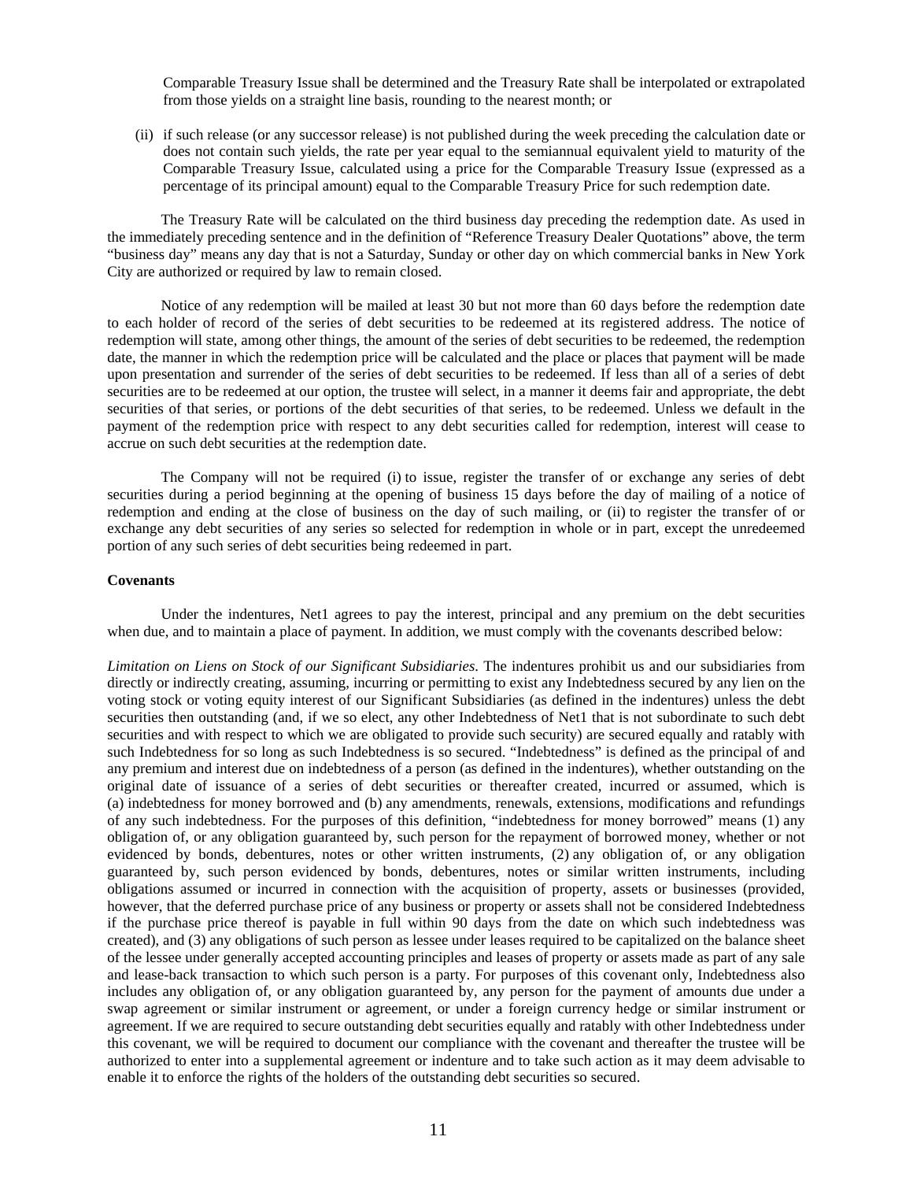Comparable Treasury Issue shall be determined and the Treasury Rate shall be interpolated or extrapolated from those yields on a straight line basis, rounding to the nearest month; or

(ii) if such release (or any successor release) is not published during the week preceding the calculation date or does not contain such yields, the rate per year equal to the semiannual equivalent yield to maturity of the Comparable Treasury Issue, calculated using a price for the Comparable Treasury Issue (expressed as a percentage of its principal amount) equal to the Comparable Treasury Price for such redemption date.

The Treasury Rate will be calculated on the third business day preceding the redemption date. As used in the immediately preceding sentence and in the definition of "Reference Treasury Dealer Quotations" above, the term "business day" means any day that is not a Saturday, Sunday or other day on which commercial banks in New York City are authorized or required by law to remain closed.

Notice of any redemption will be mailed at least 30 but not more than 60 days before the redemption date to each holder of record of the series of debt securities to be redeemed at its registered address. The notice of redemption will state, among other things, the amount of the series of debt securities to be redeemed, the redemption date, the manner in which the redemption price will be calculated and the place or places that payment will be made upon presentation and surrender of the series of debt securities to be redeemed. If less than all of a series of debt securities are to be redeemed at our option, the trustee will select, in a manner it deems fair and appropriate, the debt securities of that series, or portions of the debt securities of that series, to be redeemed. Unless we default in the payment of the redemption price with respect to any debt securities called for redemption, interest will cease to accrue on such debt securities at the redemption date.

The Company will not be required (i) to issue, register the transfer of or exchange any series of debt securities during a period beginning at the opening of business 15 days before the day of mailing of a notice of redemption and ending at the close of business on the day of such mailing, or (ii) to register the transfer of or exchange any debt securities of any series so selected for redemption in whole or in part, except the unredeemed portion of any such series of debt securities being redeemed in part.

**Covenants**

Under the indentures, Net1 agrees to pay the interest, principal and any premium on the debt securities when due, and to maintain a place of payment. In addition, we must comply with the covenants described below:

*Limitation on Liens on Stock of our Significant Subsidiaries.* The indentures prohibit us and our subsidiaries from directly or indirectly creating, assuming, incurring or permitting to exist any Indebtedness secured by any lien on the voting stock or voting equity interest of our Significant Subsidiaries (as defined in the indentures) unless the debt securities then outstanding (and, if we so elect, any other Indebtedness of Net1 that is not subordinate to such debt securities and with respect to which we are obligated to provide such security) are secured equally and ratably with such Indebtedness for so long as such Indebtedness is so secured. "Indebtedness" is defined as the principal of and any premium and interest due on indebtedness of a person (as defined in the indentures), whether outstanding on the original date of issuance of a series of debt securities or thereafter created, incurred or assumed, which is (a) indebtedness for money borrowed and (b) any amendments, renewals, extensions, modifications and refundings of any such indebtedness. For the purposes of this definition, "indebtedness for money borrowed" means (1) any obligation of, or any obligation guaranteed by, such person for the repayment of borrowed money, whether or not evidenced by bonds, debentures, notes or other written instruments, (2) any obligation of, or any obligation guaranteed by, such person evidenced by bonds, debentures, notes or similar written instruments, including obligations assumed or incurred in connection with the acquisition of property, assets or businesses (provided, however, that the deferred purchase price of any business or property or assets shall not be considered Indebtedness if the purchase price thereof is payable in full within 90 days from the date on which such indebtedness was created), and (3) any obligations of such person as lessee under leases required to be capitalized on the balance sheet of the lessee under generally accepted accounting principles and leases of property or assets made as part of any sale and lease-back transaction to which such person is a party. For purposes of this covenant only, Indebtedness also includes any obligation of, or any obligation guaranteed by, any person for the payment of amounts due under a swap agreement or similar instrument or agreement, or under a foreign currency hedge or similar instrument or agreement. If we are required to secure outstanding debt securities equally and ratably with other Indebtedness under this covenant, we will be required to document our compliance with the covenant and thereafter the trustee will be authorized to enter into a supplemental agreement or indenture and to take such action as it may deem advisable to enable it to enforce the rights of the holders of the outstanding debt securities so secured.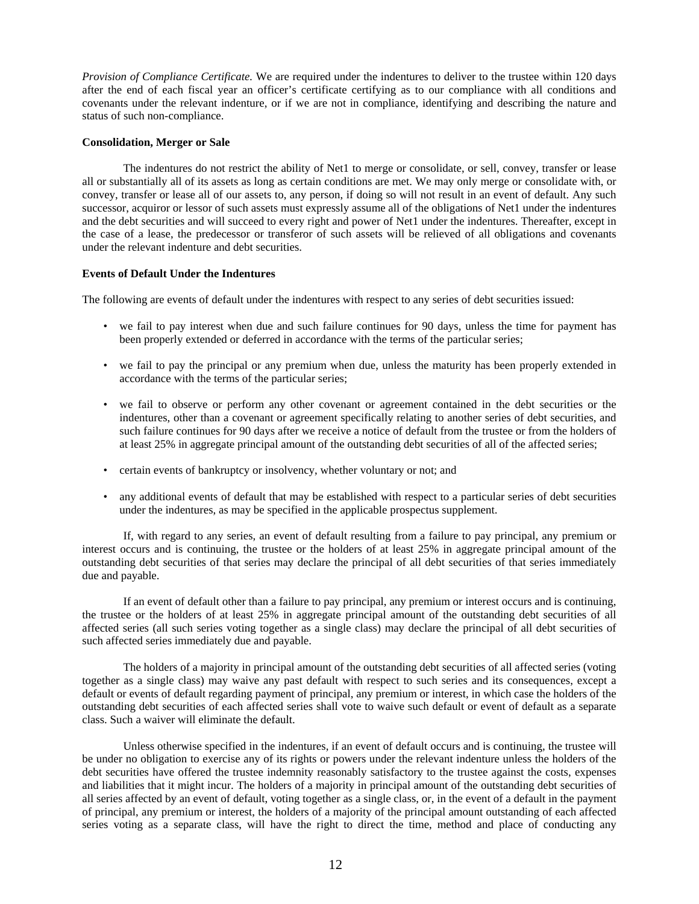*Provision of Compliance Certificate.* We are required under the indentures to deliver to the trustee within 120 days after the end of each fiscal year an officer's certificate certifying as to our compliance with all conditions and covenants under the relevant indenture, or if we are not in compliance, identifying and describing the nature and status of such non-compliance.

**Consolidation, Merger or Sale**

The indentures do not restrict the ability of Net1 to merge or consolidate, or sell, convey, transfer or lease all or substantially all of its assets as long as certain conditions are met. We may only merge or consolidate with, or convey, transfer or lease all of our assets to, any person, if doing so will not result in an event of default. Any such successor, acquiror or lessor of such assets must expressly assume all of the obligations of Net1 under the indentures and the debt securities and will succeed to every right and power of Net1 under the indentures. Thereafter, except in the case of a lease, the predecessor or transferor of such assets will be relieved of all obligations and covenants under the relevant indenture and debt securities.

**Events of Default Under the Indentures**

The following are events of default under the indentures with respect to any series of debt securities issued:

- we fail to pay interest when due and such failure continues for 90 days, unless the time for payment has been properly extended or deferred in accordance with the terms of the particular series;
- we fail to pay the principal or any premium when due, unless the maturity has been properly extended in accordance with the terms of the particular series;
- we fail to observe or perform any other covenant or agreement contained in the debt securities or the indentures, other than a covenant or agreement specifically relating to another series of debt securities, and such failure continues for 90 days after we receive a notice of default from the trustee or from the holders of at least 25% in aggregate principal amount of the outstanding debt securities of all of the affected series;
- certain events of bankruptcy or insolvency, whether voluntary or not; and
- any additional events of default that may be established with respect to a particular series of debt securities under the indentures, as may be specified in the applicable prospectus supplement.

If, with regard to any series, an event of default resulting from a failure to pay principal, any premium or interest occurs and is continuing, the trustee or the holders of at least 25% in aggregate principal amount of the outstanding debt securities of that series may declare the principal of all debt securities of that series immediately due and payable.

If an event of default other than a failure to pay principal, any premium or interest occurs and is continuing, the trustee or the holders of at least 25% in aggregate principal amount of the outstanding debt securities of all affected series (all such series voting together as a single class) may declare the principal of all debt securities of such affected series immediately due and payable.

The holders of a majority in principal amount of the outstanding debt securities of all affected series (voting together as a single class) may waive any past default with respect to such series and its consequences, except a default or events of default regarding payment of principal, any premium or interest, in which case the holders of the outstanding debt securities of each affected series shall vote to waive such default or event of default as a separate class. Such a waiver will eliminate the default.

Unless otherwise specified in the indentures, if an event of default occurs and is continuing, the trustee will be under no obligation to exercise any of its rights or powers under the relevant indenture unless the holders of the debt securities have offered the trustee indemnity reasonably satisfactory to the trustee against the costs, expenses and liabilities that it might incur. The holders of a majority in principal amount of the outstanding debt securities of all series affected by an event of default, voting together as a single class, or, in the event of a default in the payment of principal, any premium or interest, the holders of a majority of the principal amount outstanding of each affected series voting as a separate class, will have the right to direct the time, method and place of conducting any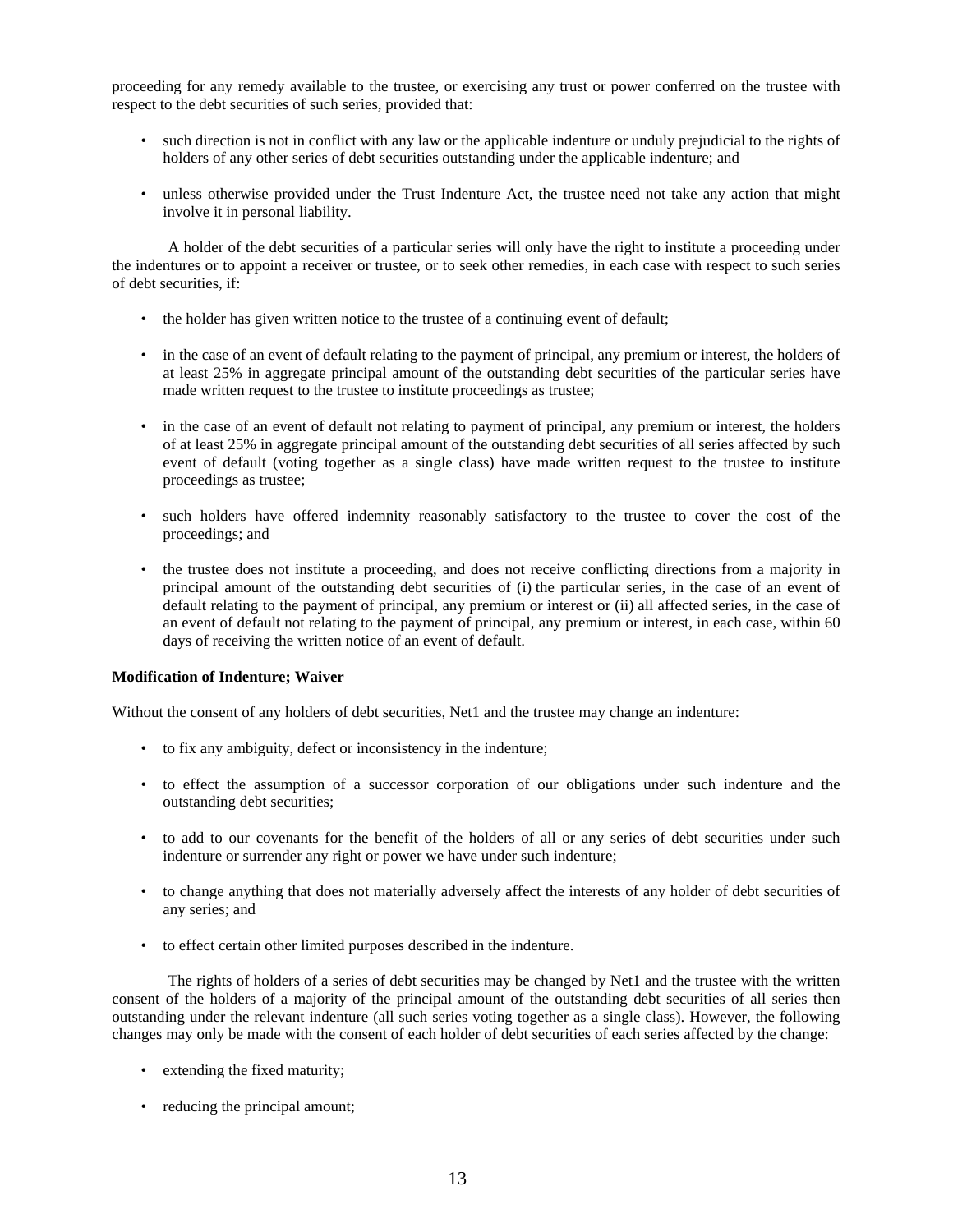proceeding for any remedy available to the trustee, or exercising any trust or power conferred on the trustee with respect to the debt securities of such series, provided that:

- such direction is not in conflict with any law or the applicable indenture or unduly prejudicial to the rights of holders of any other series of debt securities outstanding under the applicable indenture; and
- unless otherwise provided under the Trust Indenture Act, the trustee need not take any action that might involve it in personal liability.

A holder of the debt securities of a particular series will only have the right to institute a proceeding under the indentures or to appoint a receiver or trustee, or to seek other remedies, in each case with respect to such series of debt securities, if:

- the holder has given written notice to the trustee of a continuing event of default;
- in the case of an event of default relating to the payment of principal, any premium or interest, the holders of at least 25% in aggregate principal amount of the outstanding debt securities of the particular series have made written request to the trustee to institute proceedings as trustee;
- in the case of an event of default not relating to payment of principal, any premium or interest, the holders of at least 25% in aggregate principal amount of the outstanding debt securities of all series affected by such event of default (voting together as a single class) have made written request to the trustee to institute proceedings as trustee;
- such holders have offered indemnity reasonably satisfactory to the trustee to cover the cost of the proceedings; and
- the trustee does not institute a proceeding, and does not receive conflicting directions from a majority in principal amount of the outstanding debt securities of (i) the particular series, in the case of an event of default relating to the payment of principal, any premium or interest or (ii) all affected series, in the case of an event of default not relating to the payment of principal, any premium or interest, in each case, within 60 days of receiving the written notice of an event of default.

**Modification of Indenture; Waiver**

Without the consent of any holders of debt securities, Net1 and the trustee may change an indenture:

- to fix any ambiguity, defect or inconsistency in the indenture;
- to effect the assumption of a successor corporation of our obligations under such indenture and the outstanding debt securities;
- to add to our covenants for the benefit of the holders of all or any series of debt securities under such indenture or surrender any right or power we have under such indenture;
- to change anything that does not materially adversely affect the interests of any holder of debt securities of any series; and
- to effect certain other limited purposes described in the indenture.

The rights of holders of a series of debt securities may be changed by Net1 and the trustee with the written consent of the holders of a majority of the principal amount of the outstanding debt securities of all series then outstanding under the relevant indenture (all such series voting together as a single class). However, the following changes may only be made with the consent of each holder of debt securities of each series affected by the change:

- extending the fixed maturity;
- reducing the principal amount;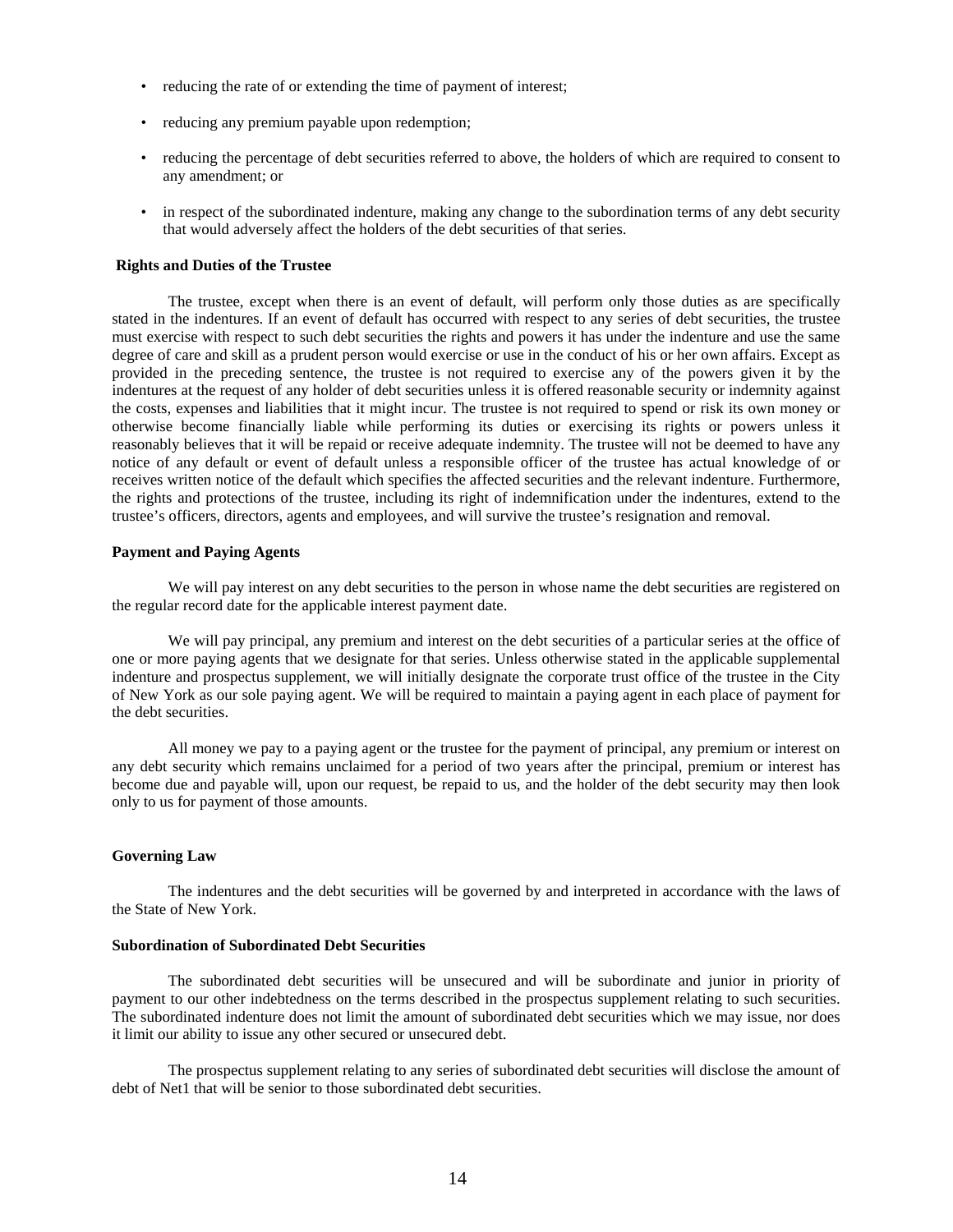- reducing the rate of or extending the time of payment of interest;
- reducing any premium payable upon redemption;
- reducing the percentage of debt securities referred to above, the holders of which are required to consent to any amendment; or
- in respect of the subordinated indenture, making any change to the subordination terms of any debt security that would adversely affect the holders of the debt securities of that series.

**Rights and Duties of the Trustee**

The trustee, except when there is an event of default, will perform only those duties as are specifically stated in the indentures. If an event of default has occurred with respect to any series of debt securities, the trustee must exercise with respect to such debt securities the rights and powers it has under the indenture and use the same degree of care and skill as a prudent person would exercise or use in the conduct of his or her own affairs. Except as provided in the preceding sentence, the trustee is not required to exercise any of the powers given it by the indentures at the request of any holder of debt securities unless it is offered reasonable security or indemnity against the costs, expenses and liabilities that it might incur. The trustee is not required to spend or risk its own money or otherwise become financially liable while performing its duties or exercising its rights or powers unless it reasonably believes that it will be repaid or receive adequate indemnity. The trustee will not be deemed to have any notice of any default or event of default unless a responsible officer of the trustee has actual knowledge of or receives written notice of the default which specifies the affected securities and the relevant indenture. Furthermore, the rights and protections of the trustee, including its right of indemnification under the indentures, extend to the trustee's officers, directors, agents and employees, and will survive the trustee's resignation and removal.

**Payment and Paying Agents**

We will pay interest on any debt securities to the person in whose name the debt securities are registered on the regular record date for the applicable interest payment date.

We will pay principal, any premium and interest on the debt securities of a particular series at the office of one or more paying agents that we designate for that series. Unless otherwise stated in the applicable supplemental indenture and prospectus supplement, we will initially designate the corporate trust office of the trustee in the City of New York as our sole paying agent. We will be required to maintain a paying agent in each place of payment for the debt securities.

All money we pay to a paying agent or the trustee for the payment of principal, any premium or interest on any debt security which remains unclaimed for a period of two years after the principal, premium or interest has become due and payable will, upon our request, be repaid to us, and the holder of the debt security may then look only to us for payment of those amounts.

**Governing Law**

The indentures and the debt securities will be governed by and interpreted in accordance with the laws of the State of New York.

**Subordination of Subordinated Debt Securities**

The subordinated debt securities will be unsecured and will be subordinate and junior in priority of payment to our other indebtedness on the terms described in the prospectus supplement relating to such securities. The subordinated indenture does not limit the amount of subordinated debt securities which we may issue, nor does it limit our ability to issue any other secured or unsecured debt.

The prospectus supplement relating to any series of subordinated debt securities will disclose the amount of debt of Net1 that will be senior to those subordinated debt securities.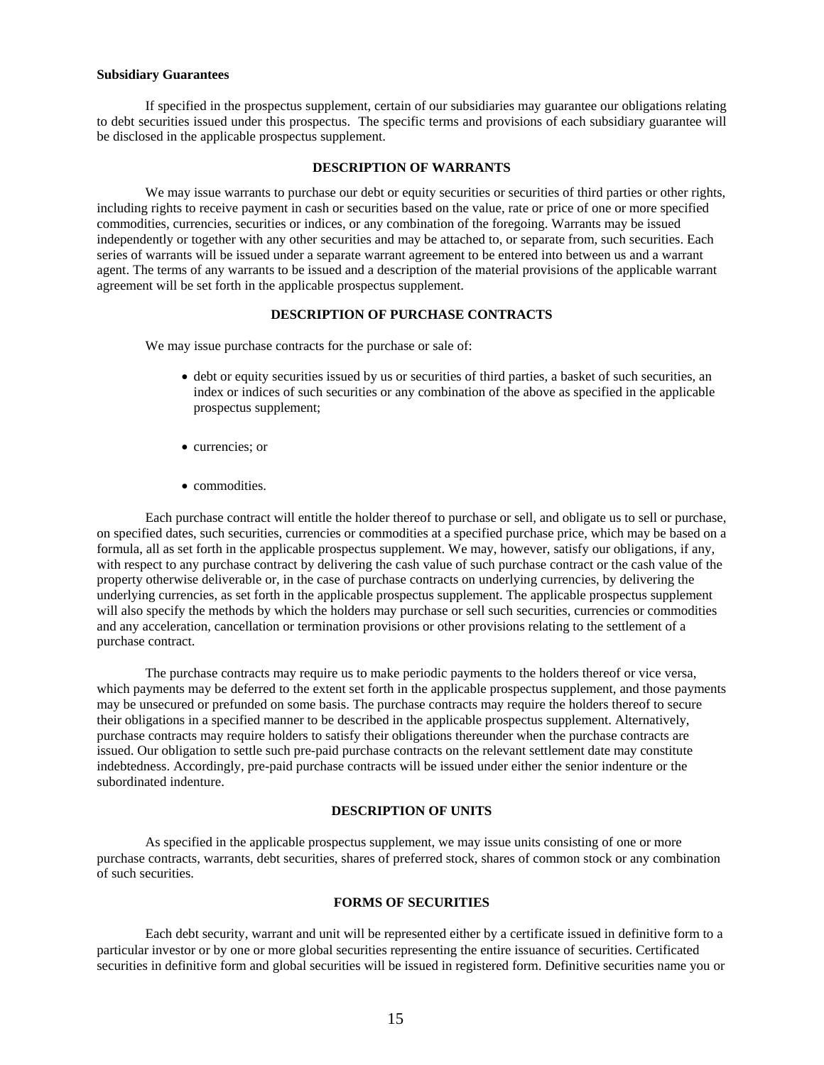**Subsidiary Guarantees**

If specified in the prospectus supplement, certain of our subsidiaries may guarantee our obligations relating to debt securities issued under this prospectus. The specific terms and provisions of each subsidiary guarantee will be disclosed in the applicable prospectus supplement.

## DESCRIPTION OF WARRANTS

We may issue warrants to purchase our debt or equity securities or securities of third parties or other rights, including rights to receive payment in cash or securities based on the value, rate or price of one or more specified commodities, currencies, securities or indices, or any combination of the foregoing. Warrants may be issued independently or together with any other securities and may be attached to, or separate from, such securities. Each series of warrants will be issued under a separate warrant agreement to be entered into between us and a warrant agent. The terms of any warrants to be issued and a description of the material provisions of the applicable warrant agreement will be set forth in the applicable prospectus supplement.

## DESCRIPTION OF PURCHASE CONTRACTS

We may issue purchase contracts for the purchase or sale of:

- debt or equity securities issued by us or securities of third parties, a basket of such securities, an index or indices of such securities or any combination of the above as specified in the applicable prospectus supplement;
- currencies; or
- commodities.

Each purchase contract will entitle the holder thereof to purchase or sell, and obligate us to sell or purchase, on specified dates, such securities, currencies or commodities at a specified purchase price, which may be based on a formula, all as set forth in the applicable prospectus supplement. We may, however, satisfy our obligations, if any, with respect to any purchase contract by delivering the cash value of such purchase contract or the cash value of the property otherwise deliverable or, in the case of purchase contracts on underlying currencies, by delivering the underlying currencies, as set forth in the applicable prospectus supplement. The applicable prospectus supplement will also specify the methods by which the holders may purchase or sell such securities, currencies or commodities and any acceleration, cancellation or termination provisions or other provisions relating to the settlement of a purchase contract.

The purchase contracts may require us to make periodic payments to the holders thereof or vice versa, which payments may be deferred to the extent set forth in the applicable prospectus supplement, and those payments may be unsecured or prefunded on some basis. The purchase contracts may require the holders thereof to secure their obligations in a specified manner to be described in the applicable prospectus supplement. Alternatively, purchase contracts may require holders to satisfy their obligations thereunder when the purchase contracts are issued. Our obligation to settle such pre-paid purchase contracts on the relevant settlement date may constitute indebtedness. Accordingly, pre-paid purchase contracts will be issued under either the senior indenture or the subordinated indenture.

## DESCRIPTION OF UNITS

As specified in the applicable prospectus supplement, we may issue units consisting of one or more purchase contracts, warrants, debt securities, shares of preferred stock, shares of common stock or any combination of such securities.

## FORMS OF SECURITIES

Each debt security, warrant and unit will be represented either by a certificate issued in definitive form to a particular investor or by one or more global securities representing the entire issuance of securities. Certificated securities in definitive form and global securities will be issued in registered form. Definitive securities name you or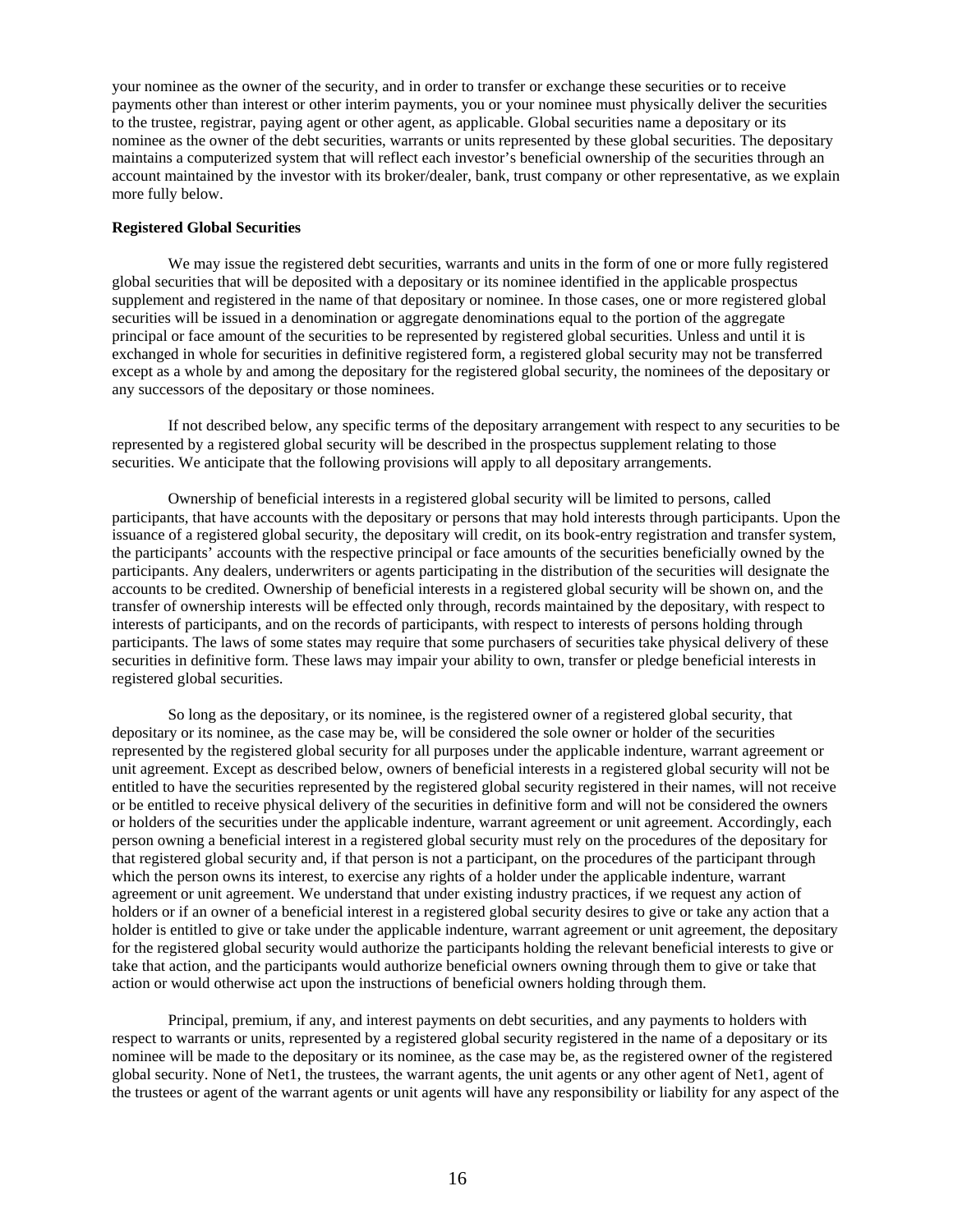your nominee as the owner of the security, and in order to transfer or exchange these securities or to receive payments other than interest or other interim payments, you or your nominee must physically deliver the securities to the trustee, registrar, paying agent or other agent, as applicable. Global securities name a depositary or its nominee as the owner of the debt securities, warrants or units represented by these global securities. The depositary maintains a computerized system that will reflect each investor's beneficial ownership of the securities through an account maintained by the investor with its broker/dealer, bank, trust company or other representative, as we explain more fully below.

**Registered Global Securities**

We may issue the registered debt securities, warrants and units in the form of one or more fully registered global securities that will be deposited with a depositary or its nominee identified in the applicable prospectus supplement and registered in the name of that depositary or nominee. In those cases, one or more registered global securities will be issued in a denomination or aggregate denominations equal to the portion of the aggregate principal or face amount of the securities to be represented by registered global securities. Unless and until it is exchanged in whole for securities in definitive registered form, a registered global security may not be transferred except as a whole by and among the depositary for the registered global security, the nominees of the depositary or any successors of the depositary or those nominees.

If not described below, any specific terms of the depositary arrangement with respect to any securities to be represented by a registered global security will be described in the prospectus supplement relating to those securities. We anticipate that the following provisions will apply to all depositary arrangements.

Ownership of beneficial interests in a registered global security will be limited to persons, called participants, that have accounts with the depositary or persons that may hold interests through participants. Upon the issuance of a registered global security, the depositary will credit, on its book-entry registration and transfer system, the participants' accounts with the respective principal or face amounts of the securities beneficially owned by the participants. Any dealers, underwriters or agents participating in the distribution of the securities will designate the accounts to be credited. Ownership of beneficial interests in a registered global security will be shown on, and the transfer of ownership interests will be effected only through, records maintained by the depositary, with respect to interests of participants, and on the records of participants, with respect to interests of persons holding through participants. The laws of some states may require that some purchasers of securities take physical delivery of these securities in definitive form. These laws may impair your ability to own, transfer or pledge beneficial interests in registered global securities.

So long as the depositary, or its nominee, is the registered owner of a registered global security, that depositary or its nominee, as the case may be, will be considered the sole owner or holder of the securities represented by the registered global security for all purposes under the applicable indenture, warrant agreement or unit agreement. Except as described below, owners of beneficial interests in a registered global security will not be entitled to have the securities represented by the registered global security registered in their names, will not receive or be entitled to receive physical delivery of the securities in definitive form and will not be considered the owners or holders of the securities under the applicable indenture, warrant agreement or unit agreement. Accordingly, each person owning a beneficial interest in a registered global security must rely on the procedures of the depositary for that registered global security and, if that person is not a participant, on the procedures of the participant through which the person owns its interest, to exercise any rights of a holder under the applicable indenture, warrant agreement or unit agreement. We understand that under existing industry practices, if we request any action of holders or if an owner of a beneficial interest in a registered global security desires to give or take any action that a holder is entitled to give or take under the applicable indenture, warrant agreement or unit agreement, the depositary for the registered global security would authorize the participants holding the relevant beneficial interests to give or take that action, and the participants would authorize beneficial owners owning through them to give or take that action or would otherwise act upon the instructions of beneficial owners holding through them.

Principal, premium, if any, and interest payments on debt securities, and any payments to holders with respect to warrants or units, represented by a registered global security registered in the name of a depositary or its nominee will be made to the depositary or its nominee, as the case may be, as the registered owner of the registered global security. None of Net1, the trustees, the warrant agents, the unit agents or any other agent of Net1, agent of the trustees or agent of the warrant agents or unit agents will have any responsibility or liability for any aspect of the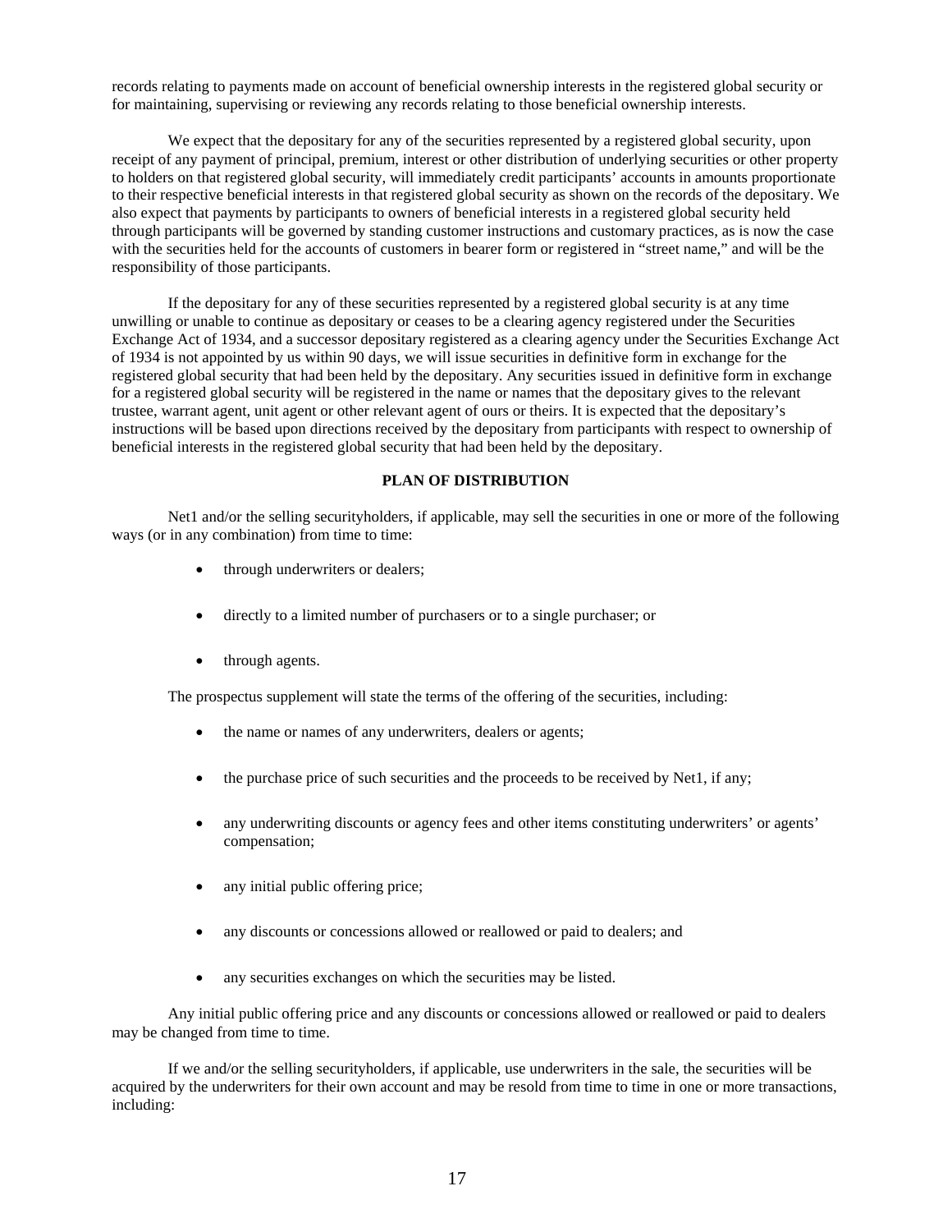records relating to payments made on account of beneficial ownership interests in the registered global security or for maintaining, supervising or reviewing any records relating to those beneficial ownership interests.

We expect that the depositary for any of the securities represented by a registered global security, upon receipt of any payment of principal, premium, interest or other distribution of underlying securities or other property to holders on that registered global security, will immediately credit participants' accounts in amounts proportionate to their respective beneficial interests in that registered global security as shown on the records of the depositary. We also expect that payments by participants to owners of beneficial interests in a registered global security held through participants will be governed by standing customer instructions and customary practices, as is now the case with the securities held for the accounts of customers in bearer form or registered in "street name," and will be the responsibility of those participants.

If the depositary for any of these securities represented by a registered global security is at any time unwilling or unable to continue as depositary or ceases to be a clearing agency registered under the Securities Exchange Act of 1934, and a successor depositary registered as a clearing agency under the Securities Exchange Act of 1934 is not appointed by us within 90 days, we will issue securities in definitive form in exchange for the registered global security that had been held by the depositary. Any securities issued in definitive form in exchange for a registered global security will be registered in the name or names that the depositary gives to the relevant trustee, warrant agent, unit agent or other relevant agent of ours or theirs. It is expected that the depositary's instructions will be based upon directions received by the depositary from participants with respect to ownership of beneficial interests in the registered global security that had been held by the depositary.

## PLAN OF DISTRIBUTION

Net1 and/or the selling securityholders, if applicable, may sell the securities in one or more of the following ways (or in any combination) from time to time:

- through underwriters or dealers;
- directly to a limited number of purchasers or to a single purchaser; or
- through agents.

The prospectus supplement will state the terms of the offering of the securities, including:

- the name or names of any underwriters, dealers or agents;
- the purchase price of such securities and the proceeds to be received by Net1, if any;
- any underwriting discounts or agency fees and other items constituting underwriters' or agents' compensation;
- any initial public offering price;
- any discounts or concessions allowed or reallowed or paid to dealers; and
- any securities exchanges on which the securities may be listed.

Any initial public offering price and any discounts or concessions allowed or reallowed or paid to dealers may be changed from time to time.

If we and/or the selling securityholders, if applicable, use underwriters in the sale, the securities will be acquired by the underwriters for their own account and may be resold from time to time in one or more transactions, including: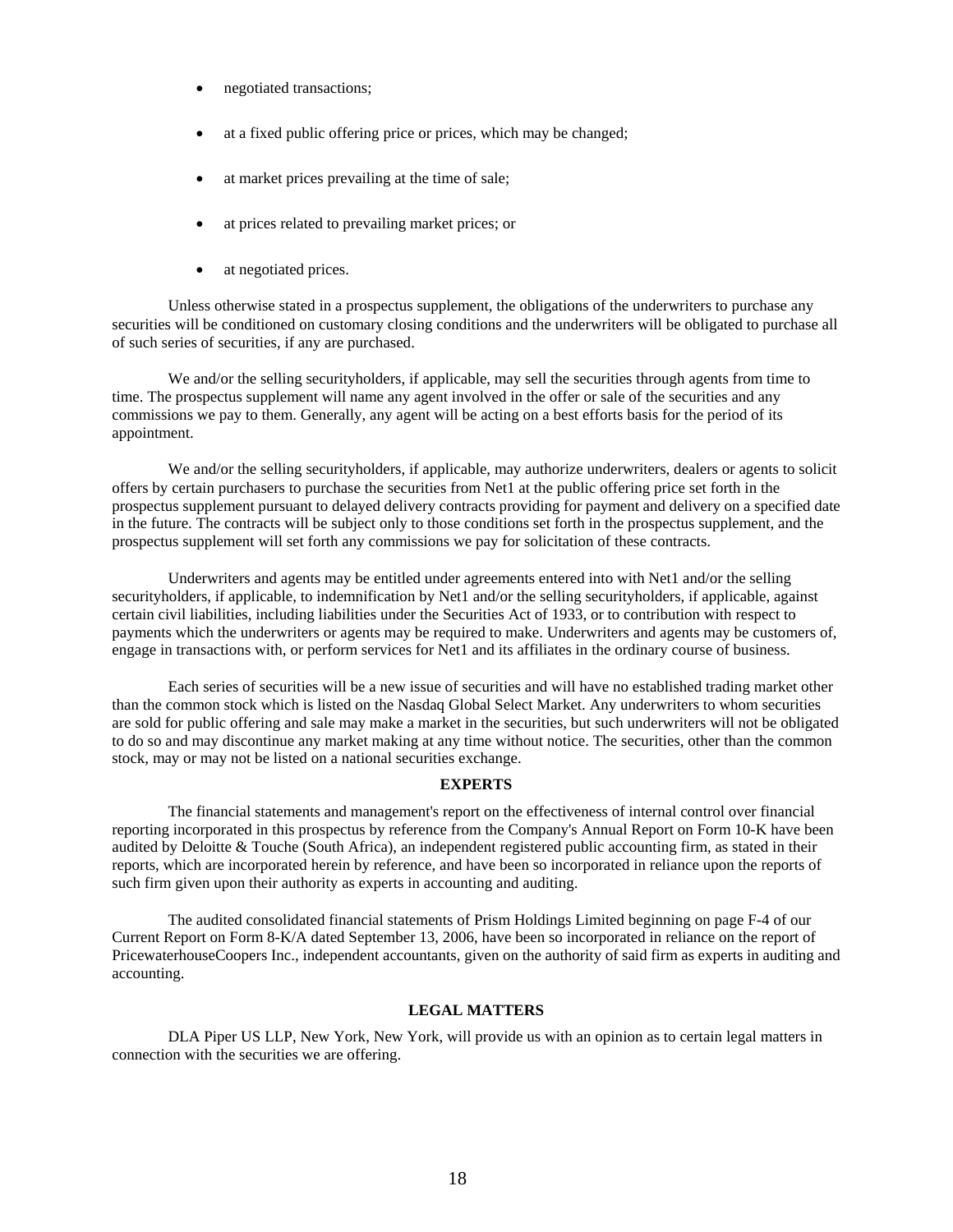- negotiated transactions;
- at a fixed public offering price or prices, which may be changed;
- at market prices prevailing at the time of sale;
- at prices related to prevailing market prices; or
- at negotiated prices.

Unless otherwise stated in a prospectus supplement, the obligations of the underwriters to purchase any securities will be conditioned on customary closing conditions and the underwriters will be obligated to purchase all of such series of securities, if any are purchased.

We and/or the selling securityholders, if applicable, may sell the securities through agents from time to time. The prospectus supplement will name any agent involved in the offer or sale of the securities and any commissions we pay to them. Generally, any agent will be acting on a best efforts basis for the period of its appointment.

We and/or the selling securityholders, if applicable, may authorize underwriters, dealers or agents to solicit offers by certain purchasers to purchase the securities from Net1 at the public offering price set forth in the prospectus supplement pursuant to delayed delivery contracts providing for payment and delivery on a specified date in the future. The contracts will be subject only to those conditions set forth in the prospectus supplement, and the prospectus supplement will set forth any commissions we pay for solicitation of these contracts.

Underwriters and agents may be entitled under agreements entered into with Net1 and/or the selling securityholders, if applicable, to indemnification by Net1 and/or the selling securityholders, if applicable, against certain civil liabilities, including liabilities under the Securities Act of 1933, or to contribution with respect to payments which the underwriters or agents may be required to make. Underwriters and agents may be customers of, engage in transactions with, or perform services for Net1 and its affiliates in the ordinary course of business.

Each series of securities will be a new issue of securities and will have no established trading market other than the common stock which is listed on the Nasdaq Global Select Market. Any underwriters to whom securities are sold for public offering and sale may make a market in the securities, but such underwriters will not be obligated to do so and may discontinue any market making at any time without notice. The securities, other than the common stock, may or may not be listed on a national securities exchange.

## EXPERTS

The financial statements and management's report on the effectiveness of internal control over financial reporting incorporated in this prospectus by reference from the Company's Annual Report on Form 10-K have been audited by Deloitte & Touche (South Africa), an independent registered public accounting firm, as stated in their reports, which are incorporated herein by reference, and have been so incorporated in reliance upon the reports of such firm given upon their authority as experts in accounting and auditing.

The audited consolidated financial statements of Prism Holdings Limited beginning on page F-4 of our Current Report on Form 8-K/A dated September 13, 2006, have been so incorporated in reliance on the report of PricewaterhouseCoopers Inc., independent accountants, given on the authority of said firm as experts in auditing and accounting.

## LEGAL MATTERS

DLA Piper US LLP, New York, New York, will provide us with an opinion as to certain legal matters in connection with the securities we are offering.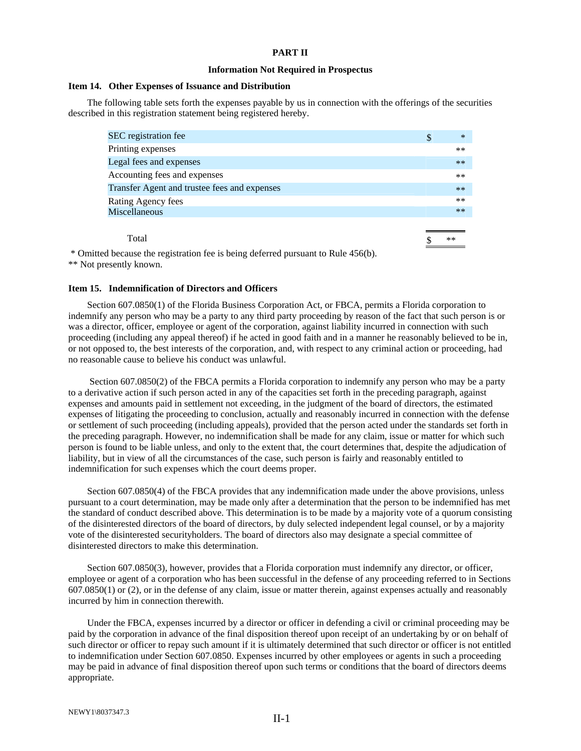**PART II**

**Information Not Required in Prospectus**

**Item 14. Other Expenses of Issuance and Distribution**

The following table sets forth the expenses payable by us in connection with the offerings of the securities described in this registration statement being registered hereby.

| | |
|---|---|
| SEC registration fee | $ * |
| Printing expenses | ** |
| Legal fees and expenses | ** |
| Accounting fees and expenses | ** |
| Transfer Agent and trustee fees and expenses | ** |
| Rating Agency fees | ** |
| Miscellaneous | ** |
| Total | $ ** |

\* Omitted because the registration fee is being deferred pursuant to Rule 456(b).

** Not presently known.

**Item 15. Indemnification of Directors and Officers**

Section 607.0850(1) of the Florida Business Corporation Act, or FBCA, permits a Florida corporation to indemnify any person who may be a party to any third party proceeding by reason of the fact that such person is or was a director, officer, employee or agent of the corporation, against liability incurred in connection with such proceeding (including any appeal thereof) if he acted in good faith and in a manner he reasonably believed to be in, or not opposed to, the best interests of the corporation, and, with respect to any criminal action or proceeding, had no reasonable cause to believe his conduct was unlawful.

Section 607.0850(2) of the FBCA permits a Florida corporation to indemnify any person who may be a party to a derivative action if such person acted in any of the capacities set forth in the preceding paragraph, against expenses and amounts paid in settlement not exceeding, in the judgment of the board of directors, the estimated expenses of litigating the proceeding to conclusion, actually and reasonably incurred in connection with the defense or settlement of such proceeding (including appeals), provided that the person acted under the standards set forth in the preceding paragraph. However, no indemnification shall be made for any claim, issue or matter for which such person is found to be liable unless, and only to the extent that, the court determines that, despite the adjudication of liability, but in view of all the circumstances of the case, such person is fairly and reasonably entitled to indemnification for such expenses which the court deems proper.

Section 607.0850(4) of the FBCA provides that any indemnification made under the above provisions, unless pursuant to a court determination, may be made only after a determination that the person to be indemnified has met the standard of conduct described above. This determination is to be made by a majority vote of a quorum consisting of the disinterested directors of the board of directors, by duly selected independent legal counsel, or by a majority vote of the disinterested securityholders. The board of directors also may designate a special committee of disinterested directors to make this determination.

Section 607.0850(3), however, provides that a Florida corporation must indemnify any director, or officer, employee or agent of a corporation who has been successful in the defense of any proceeding referred to in Sections 607.0850(1) or (2), or in the defense of any claim, issue or matter therein, against expenses actually and reasonably incurred by him in connection therewith.

Under the FBCA, expenses incurred by a director or officer in defending a civil or criminal proceeding may be paid by the corporation in advance of the final disposition thereof upon receipt of an undertaking by or on behalf of such director or officer to repay such amount if it is ultimately determined that such director or officer is not entitled to indemnification under Section 607.0850. Expenses incurred by other employees or agents in such a proceeding may be paid in advance of final disposition thereof upon such terms or conditions that the board of directors deems appropriate.

NEWY1\8037347.3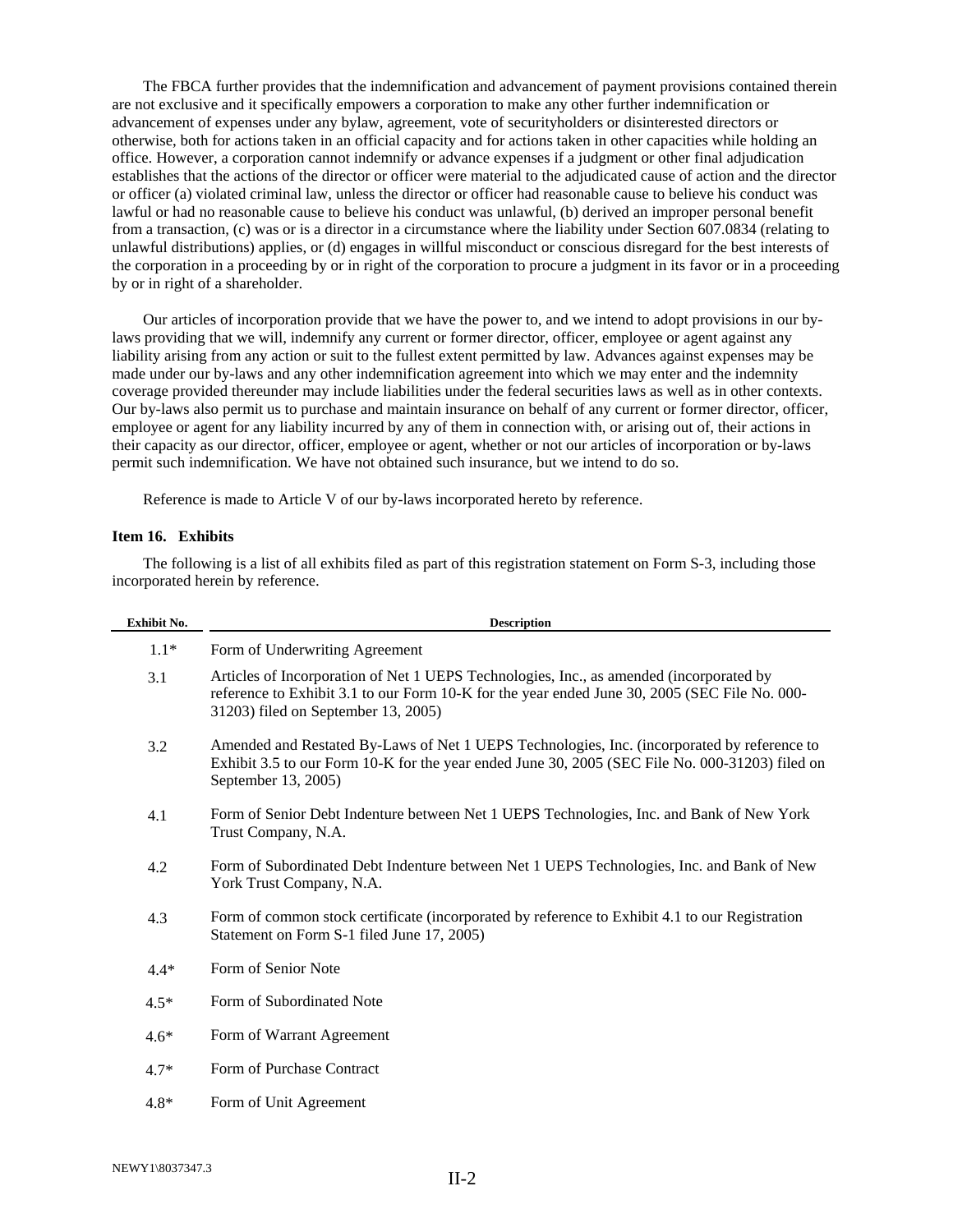The FBCA further provides that the indemnification and advancement of payment provisions contained therein are not exclusive and it specifically empowers a corporation to make any other further indemnification or advancement of expenses under any bylaw, agreement, vote of securityholders or disinterested directors or otherwise, both for actions taken in an official capacity and for actions taken in other capacities while holding an office. However, a corporation cannot indemnify or advance expenses if a judgment or other final adjudication establishes that the actions of the director or officer were material to the adjudicated cause of action and the director or officer (a) violated criminal law, unless the director or officer had reasonable cause to believe his conduct was lawful or had no reasonable cause to believe his conduct was unlawful, (b) derived an improper personal benefit from a transaction, (c) was or is a director in a circumstance where the liability under Section 607.0834 (relating to unlawful distributions) applies, or (d) engages in willful misconduct or conscious disregard for the best interests of the corporation in a proceeding by or in right of the corporation to procure a judgment in its favor or in a proceeding by or in right of a shareholder.

Our articles of incorporation provide that we have the power to, and we intend to adopt provisions in our by-laws providing that we will, indemnify any current or former director, officer, employee or agent against any liability arising from any action or suit to the fullest extent permitted by law. Advances against expenses may be made under our by-laws and any other indemnification agreement into which we may enter and the indemnity coverage provided thereunder may include liabilities under the federal securities laws as well as in other contexts. Our by-laws also permit us to purchase and maintain insurance on behalf of any current or former director, officer, employee or agent for any liability incurred by any of them in connection with, or arising out of, their actions in their capacity as our director, officer, employee or agent, whether or not our articles of incorporation or by-laws permit such indemnification. We have not obtained such insurance, but we intend to do so.

Reference is made to Article V of our by-laws incorporated hereto by reference.

**Item 16. Exhibits**

The following is a list of all exhibits filed as part of this registration statement on Form S-3, including those incorporated herein by reference.

| Exhibit No. | Description |
|---|---|
| 1.1* | Form of Underwriting Agreement |
| 3.1 | Articles of Incorporation of Net 1 UEPS Technologies, Inc., as amended (incorporated by reference to Exhibit 3.1 to our Form 10-K for the year ended June 30, 2005 (SEC File No. 000-31203) filed on September 13, 2005) |
| 3.2 | Amended and Restated By-Laws of Net 1 UEPS Technologies, Inc. (incorporated by reference to Exhibit 3.5 to our Form 10-K for the year ended June 30, 2005 (SEC File No. 000-31203) filed on September 13, 2005) |
| 4.1 | Form of Senior Debt Indenture between Net 1 UEPS Technologies, Inc. and Bank of New York Trust Company, N.A. |
| 4.2 | Form of Subordinated Debt Indenture between Net 1 UEPS Technologies, Inc. and Bank of New York Trust Company, N.A. |
| 4.3 | Form of common stock certificate (incorporated by reference to Exhibit 4.1 to our Registration Statement on Form S-1 filed June 17, 2005) |
| 4.4* | Form of Senior Note |
| 4.5* | Form of Subordinated Note |
| 4.6* | Form of Warrant Agreement |
| 4.7* | Form of Purchase Contract |
| 4.8* | Form of Unit Agreement |

NEWY1\8037347.3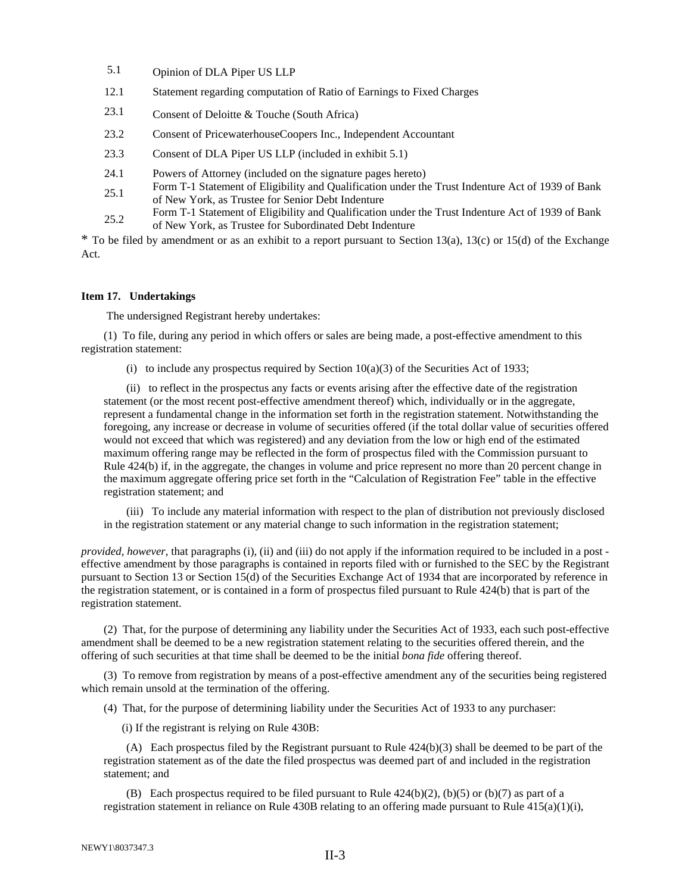| | |
|---|---|
| 5.1 | Opinion of DLA Piper US LLP |
| 12.1 | Statement regarding computation of Ratio of Earnings to Fixed Charges |
| 23.1 | Consent of Deloitte & Touche (South Africa) |
| 23.2 | Consent of PricewaterhouseCoopers Inc., Independent Accountant |
| 23.3 | Consent of DLA Piper US LLP (included in exhibit 5.1) |
| 24.1 | Powers of Attorney (included on the signature pages hereto) |
| 25.1 | Form T-1 Statement of Eligibility and Qualification under the Trust Indenture Act of 1939 of Bank of New York, as Trustee for Senior Debt Indenture |
| 25.2 | Form T-1 Statement of Eligibility and Qualification under the Trust Indenture Act of 1939 of Bank of New York, as Trustee for Subordinated Debt Indenture |

* To be filed by amendment or as an exhibit to a report pursuant to Section 13(a), 13(c) or 15(d) of the Exchange Act.

**Item 17. Undertakings**

The undersigned Registrant hereby undertakes:

(1) To file, during any period in which offers or sales are being made, a post-effective amendment to this registration statement:

(i) to include any prospectus required by Section 10(a)(3) of the Securities Act of 1933;

(ii) to reflect in the prospectus any facts or events arising after the effective date of the registration statement (or the most recent post-effective amendment thereof) which, individually or in the aggregate, represent a fundamental change in the information set forth in the registration statement. Notwithstanding the foregoing, any increase or decrease in volume of securities offered (if the total dollar value of securities offered would not exceed that which was registered) and any deviation from the low or high end of the estimated maximum offering range may be reflected in the form of prospectus filed with the Commission pursuant to Rule 424(b) if, in the aggregate, the changes in volume and price represent no more than 20 percent change in the maximum aggregate offering price set forth in the "Calculation of Registration Fee" table in the effective registration statement; and

(iii) To include any material information with respect to the plan of distribution not previously disclosed in the registration statement or any material change to such information in the registration statement;

*provided, however*, that paragraphs (i), (ii) and (iii) do not apply if the information required to be included in a post - effective amendment by those paragraphs is contained in reports filed with or furnished to the SEC by the Registrant pursuant to Section 13 or Section 15(d) of the Securities Exchange Act of 1934 that are incorporated by reference in the registration statement, or is contained in a form of prospectus filed pursuant to Rule 424(b) that is part of the registration statement.

(2) That, for the purpose of determining any liability under the Securities Act of 1933, each such post-effective amendment shall be deemed to be a new registration statement relating to the securities offered therein, and the offering of such securities at that time shall be deemed to be the initial *bona fide* offering thereof.

(3) To remove from registration by means of a post-effective amendment any of the securities being registered which remain unsold at the termination of the offering.

(4) That, for the purpose of determining liability under the Securities Act of 1933 to any purchaser:

(i) If the registrant is relying on Rule 430B:

(A) Each prospectus filed by the Registrant pursuant to Rule 424(b)(3) shall be deemed to be part of the registration statement as of the date the filed prospectus was deemed part of and included in the registration statement; and

(B) Each prospectus required to be filed pursuant to Rule 424(b)(2), (b)(5) or (b)(7) as part of a registration statement in reliance on Rule 430B relating to an offering made pursuant to Rule 415(a)(1)(i),

NEWY1\8037347.3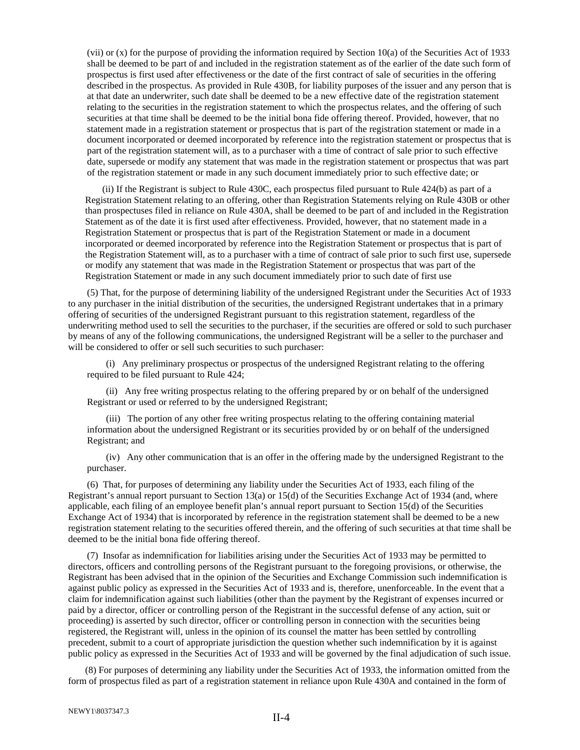(vii) or (x) for the purpose of providing the information required by Section 10(a) of the Securities Act of 1933 shall be deemed to be part of and included in the registration statement as of the earlier of the date such form of prospectus is first used after effectiveness or the date of the first contract of sale of securities in the offering described in the prospectus. As provided in Rule 430B, for liability purposes of the issuer and any person that is at that date an underwriter, such date shall be deemed to be a new effective date of the registration statement relating to the securities in the registration statement to which the prospectus relates, and the offering of such securities at that time shall be deemed to be the initial bona fide offering thereof. Provided, however, that no statement made in a registration statement or prospectus that is part of the registration statement or made in a document incorporated or deemed incorporated by reference into the registration statement or prospectus that is part of the registration statement will, as to a purchaser with a time of contract of sale prior to such effective date, supersede or modify any statement that was made in the registration statement or prospectus that was part of the registration statement or made in any such document immediately prior to such effective date; or

(ii) If the Registrant is subject to Rule 430C, each prospectus filed pursuant to Rule 424(b) as part of a Registration Statement relating to an offering, other than Registration Statements relying on Rule 430B or other than prospectuses filed in reliance on Rule 430A, shall be deemed to be part of and included in the Registration Statement as of the date it is first used after effectiveness. Provided, however, that no statement made in a Registration Statement or prospectus that is part of the Registration Statement or made in a document incorporated or deemed incorporated by reference into the Registration Statement or prospectus that is part of the Registration Statement will, as to a purchaser with a time of contract of sale prior to such first use, supersede or modify any statement that was made in the Registration Statement or prospectus that was part of the Registration Statement or made in any such document immediately prior to such date of first use

(5) That, for the purpose of determining liability of the undersigned Registrant under the Securities Act of 1933 to any purchaser in the initial distribution of the securities, the undersigned Registrant undertakes that in a primary offering of securities of the undersigned Registrant pursuant to this registration statement, regardless of the underwriting method used to sell the securities to the purchaser, if the securities are offered or sold to such purchaser by means of any of the following communications, the undersigned Registrant will be a seller to the purchaser and will be considered to offer or sell such securities to such purchaser:

(i) Any preliminary prospectus or prospectus of the undersigned Registrant relating to the offering required to be filed pursuant to Rule 424;

(ii) Any free writing prospectus relating to the offering prepared by or on behalf of the undersigned Registrant or used or referred to by the undersigned Registrant;

(iii) The portion of any other free writing prospectus relating to the offering containing material information about the undersigned Registrant or its securities provided by or on behalf of the undersigned Registrant; and

(iv) Any other communication that is an offer in the offering made by the undersigned Registrant to the purchaser.

(6) That, for purposes of determining any liability under the Securities Act of 1933, each filing of the Registrant's annual report pursuant to Section 13(a) or 15(d) of the Securities Exchange Act of 1934 (and, where applicable, each filing of an employee benefit plan's annual report pursuant to Section 15(d) of the Securities Exchange Act of 1934) that is incorporated by reference in the registration statement shall be deemed to be a new registration statement relating to the securities offered therein, and the offering of such securities at that time shall be deemed to be the initial bona fide offering thereof.

(7) Insofar as indemnification for liabilities arising under the Securities Act of 1933 may be permitted to directors, officers and controlling persons of the Registrant pursuant to the foregoing provisions, or otherwise, the Registrant has been advised that in the opinion of the Securities and Exchange Commission such indemnification is against public policy as expressed in the Securities Act of 1933 and is, therefore, unenforceable. In the event that a claim for indemnification against such liabilities (other than the payment by the Registrant of expenses incurred or paid by a director, officer or controlling person of the Registrant in the successful defense of any action, suit or proceeding) is asserted by such director, officer or controlling person in connection with the securities being registered, the Registrant will, unless in the opinion of its counsel the matter has been settled by controlling precedent, submit to a court of appropriate jurisdiction the question whether such indemnification by it is against public policy as expressed in the Securities Act of 1933 and will be governed by the final adjudication of such issue.

(8) For purposes of determining any liability under the Securities Act of 1933, the information omitted from the form of prospectus filed as part of a registration statement in reliance upon Rule 430A and contained in the form of

NEWY1\8037347.3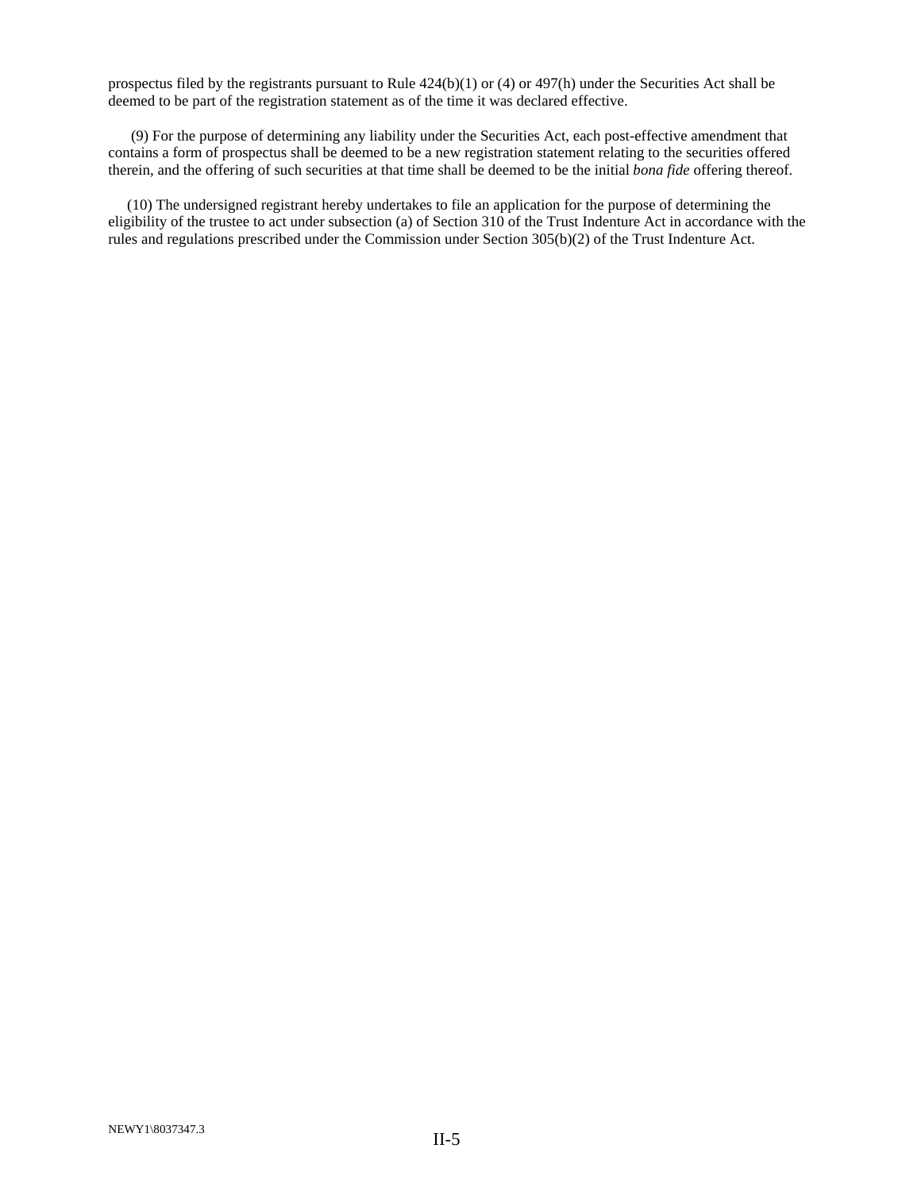prospectus filed by the registrants pursuant to Rule 424(b)(1) or (4) or 497(h) under the Securities Act shall be deemed to be part of the registration statement as of the time it was declared effective.

(9) For the purpose of determining any liability under the Securities Act, each post-effective amendment that contains a form of prospectus shall be deemed to be a new registration statement relating to the securities offered therein, and the offering of such securities at that time shall be deemed to be the initial *bona fide* offering thereof.

(10) The undersigned registrant hereby undertakes to file an application for the purpose of determining the eligibility of the trustee to act under subsection (a) of Section 310 of the Trust Indenture Act in accordance with the rules and regulations prescribed under the Commission under Section 305(b)(2) of the Trust Indenture Act.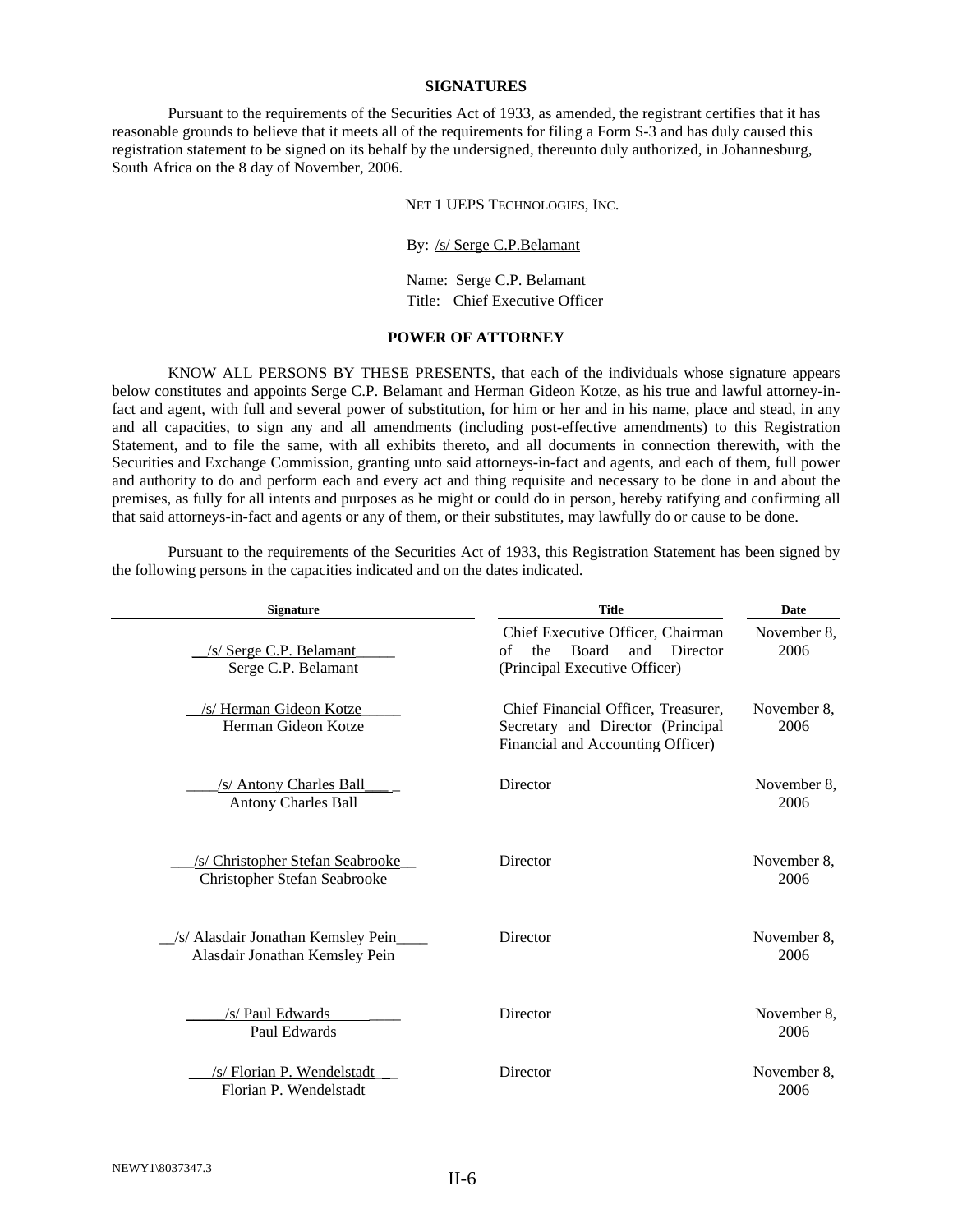## SIGNATURES

Pursuant to the requirements of the Securities Act of 1933, as amended, the registrant certifies that it has reasonable grounds to believe that it meets all of the requirements for filing a Form S-3 and has duly caused this registration statement to be signed on its behalf by the undersigned, thereunto duly authorized, in Johannesburg, South Africa on the 8 day of November, 2006.

NET 1 UEPS TECHNOLOGIES, INC.

By: /s/ Serge C.P.Belamant

Name: Serge C.P. Belamant
Title: Chief Executive Officer

## POWER OF ATTORNEY

KNOW ALL PERSONS BY THESE PRESENTS, that each of the individuals whose signature appears below constitutes and appoints Serge C.P. Belamant and Herman Gideon Kotze, as his true and lawful attorney-in-fact and agent, with full and several power of substitution, for him or her and in his name, place and stead, in any and all capacities, to sign any and all amendments (including post-effective amendments) to this Registration Statement, and to file the same, with all exhibits thereto, and all documents in connection therewith, with the Securities and Exchange Commission, granting unto said attorneys-in-fact and agents, and each of them, full power and authority to do and perform each and every act and thing requisite and necessary to be done in and about the premises, as fully for all intents and purposes as he might or could do in person, hereby ratifying and confirming all that said attorneys-in-fact and agents or any of them, or their substitutes, may lawfully do or cause to be done.

Pursuant to the requirements of the Securities Act of 1933, this Registration Statement has been signed by the following persons in the capacities indicated and on the dates indicated.

| Signature | Title | Date |
|---|---|---|
| /s/ Serge C.P. Belamant<br>Serge C.P. Belamant | Chief Executive Officer, Chairman of the Board and Director (Principal Executive Officer) | November 8, 2006 |
| /s/ Herman Gideon Kotze<br>Herman Gideon Kotze | Chief Financial Officer, Treasurer, Secretary and Director (Principal Financial and Accounting Officer) | November 8, 2006 |
| /s/ Antony Charles Ball<br>Antony Charles Ball | Director | November 8, 2006 |
| /s/ Christopher Stefan Seabrooke<br>Christopher Stefan Seabrooke | Director | November 8, 2006 |
| /s/ Alasdair Jonathan Kemsley Pein<br>Alasdair Jonathan Kemsley Pein | Director | November 8, 2006 |
| /s/ Paul Edwards<br>Paul Edwards | Director | November 8, 2006 |
| /s/ Florian P. Wendelstadt<br>Florian P. Wendelstadt | Director | November 8, 2006 |

NEWY1\8037347.3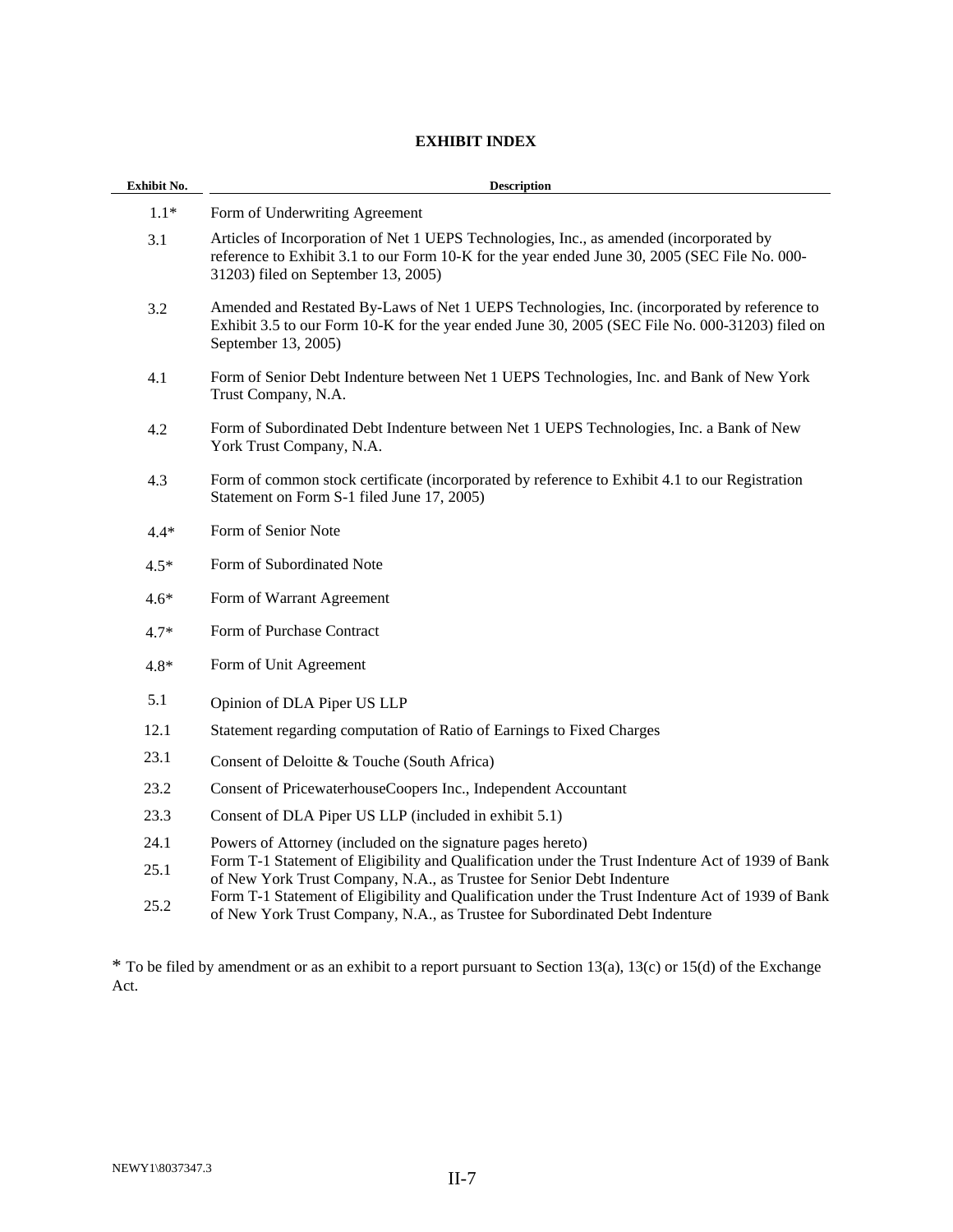**EXHIBIT INDEX**

| Exhibit No. | Description |
|---|---|
| 1.1* | Form of Underwriting Agreement |
| 3.1 | Articles of Incorporation of Net 1 UEPS Technologies, Inc., as amended (incorporated by reference to Exhibit 3.1 to our Form 10-K for the year ended June 30, 2005 (SEC File No. 000-31203) filed on September 13, 2005) |
| 3.2 | Amended and Restated By-Laws of Net 1 UEPS Technologies, Inc. (incorporated by reference to Exhibit 3.5 to our Form 10-K for the year ended June 30, 2005 (SEC File No. 000-31203) filed on September 13, 2005) |
| 4.1 | Form of Senior Debt Indenture between Net 1 UEPS Technologies, Inc. and Bank of New York Trust Company, N.A. |
| 4.2 | Form of Subordinated Debt Indenture between Net 1 UEPS Technologies, Inc. a Bank of New York Trust Company, N.A. |
| 4.3 | Form of common stock certificate (incorporated by reference to Exhibit 4.1 to our Registration Statement on Form S-1 filed June 17, 2005) |
| 4.4* | Form of Senior Note |
| 4.5* | Form of Subordinated Note |
| 4.6* | Form of Warrant Agreement |
| 4.7* | Form of Purchase Contract |
| 4.8* | Form of Unit Agreement |
| 5.1 | Opinion of DLA Piper US LLP |
| 12.1 | Statement regarding computation of Ratio of Earnings to Fixed Charges |
| 23.1 | Consent of Deloitte & Touche (South Africa) |
| 23.2 | Consent of PricewaterhouseCoopers Inc., Independent Accountant |
| 23.3 | Consent of DLA Piper US LLP (included in exhibit 5.1) |
| 24.1 | Powers of Attorney (included on the signature pages hereto) |
| 25.1 | Form T-1 Statement of Eligibility and Qualification under the Trust Indenture Act of 1939 of Bank of New York Trust Company, N.A., as Trustee for Senior Debt Indenture |
| 25.2 | Form T-1 Statement of Eligibility and Qualification under the Trust Indenture Act of 1939 of Bank of New York Trust Company, N.A., as Trustee for Subordinated Debt Indenture |

* To be filed by amendment or as an exhibit to a report pursuant to Section 13(a), 13(c) or 15(d) of the Exchange Act.

NEWY1\8037347.3